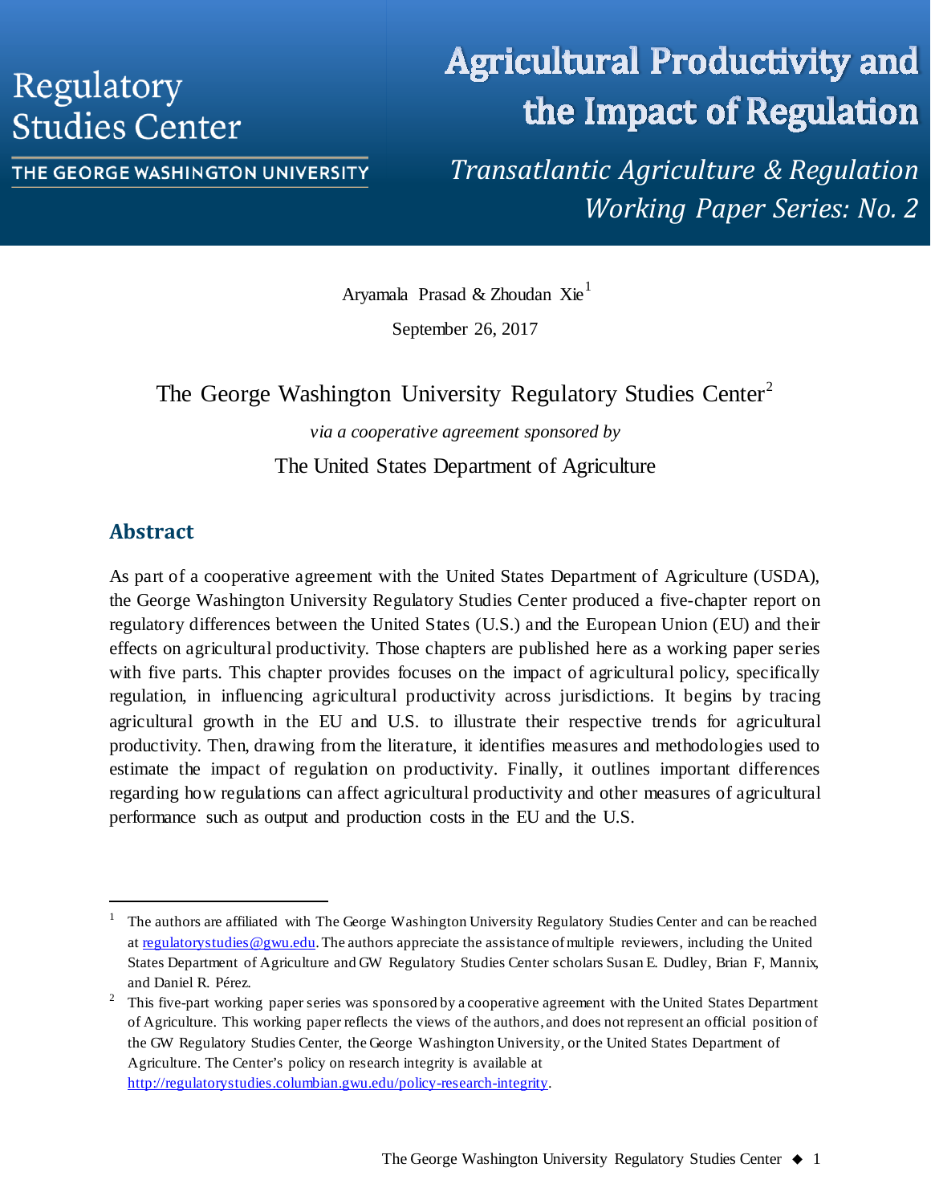Regulatory Studies Center

THE GEORGE WASHINGTON UNIVERSITY

# Agricultural Productivity and the Impact of Regulation

*Transatlantic Agriculture & Regulation Working Paper Series: No. 2*

Aryamala Prasad & Zhoudan Xie[1]

September 26, 2017

The George Washington University Regulatory Studies Center[2]

*via a cooperative agreement sponsored by*

The United States Department of Agriculture

## Abstract

As part of a cooperative agreement with the United States Department of Agriculture (USDA), the George Washington University Regulatory Studies Center produced a five-chapter report on regulatory differences between the United States (U.S.) and the European Union (EU) and their effects on agricultural productivity. Those chapters are published here as a working paper series with five parts. This chapter provides focuses on the impact of agricultural policy, specifically regulation, in influencing agricultural productivity across jurisdictions. It begins by tracing agricultural growth in the EU and U.S. to illustrate their respective trends for agricultural productivity. Then, drawing from the literature, it identifies measures and methodologies used to estimate the impact of regulation on productivity. Finally, it outlines important differences regarding how regulations can affect agricultural productivity and other measures of agricultural performance such as output and production costs in the EU and the U.S.

---

[1] The authors are affiliated with The George Washington University Regulatory Studies Center and can be reached at regulatorystudies@gwu.edu. The authors appreciate the assistance of multiple reviewers, including the United States Department of Agriculture and GW Regulatory Studies Center scholars Susan E. Dudley, Brian F, Mannix, and Daniel R. Pérez.

[2] This five-part working paper series was sponsored by a cooperative agreement with the United States Department of Agriculture. This working paper reflects the views of the authors, and does not represent an official position of the GW Regulatory Studies Center, the George Washington University, or the United States Department of Agriculture. The Center's policy on research integrity is available at http://regulatorystudies.columbian.gwu.edu/policy-research-integrity.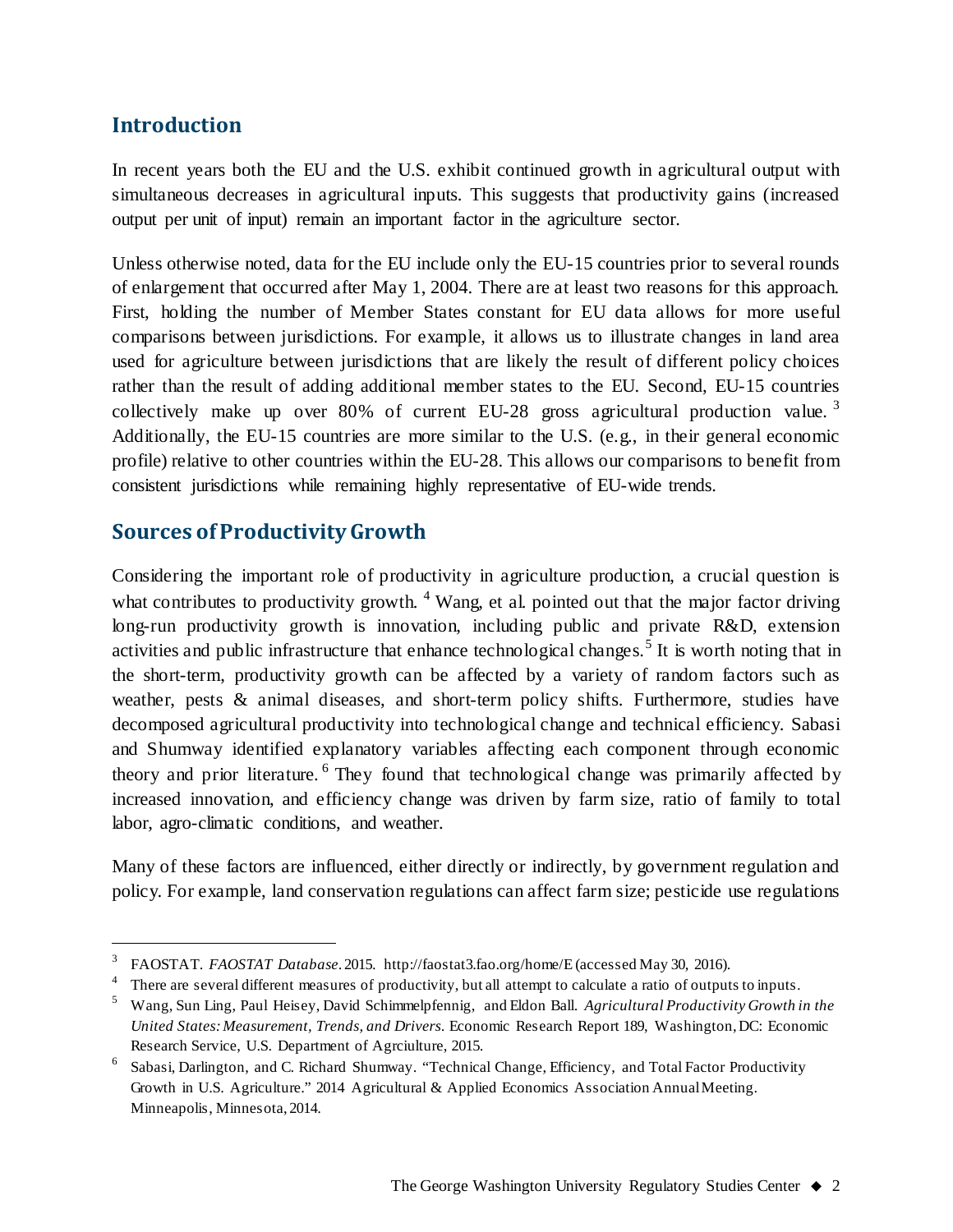## Introduction

In recent years both the EU and the U.S. exhibit continued growth in agricultural output with simultaneous decreases in agricultural inputs. This suggests that productivity gains (increased output per unit of input) remain an important factor in the agriculture sector.

Unless otherwise noted, data for the EU include only the EU-15 countries prior to several rounds of enlargement that occurred after May 1, 2004. There are at least two reasons for this approach. First, holding the number of Member States constant for EU data allows for more useful comparisons between jurisdictions. For example, it allows us to illustrate changes in land area used for agriculture between jurisdictions that are likely the result of different policy choices rather than the result of adding additional member states to the EU. Second, EU-15 countries collectively make up over 80% of current EU-28 gross agricultural production value.[3] Additionally, the EU-15 countries are more similar to the U.S. (e.g., in their general economic profile) relative to other countries within the EU-28. This allows our comparisons to benefit from consistent jurisdictions while remaining highly representative of EU-wide trends.

## Sources of Productivity Growth

Considering the important role of productivity in agriculture production, a crucial question is what contributes to productivity growth.[4] Wang, et al. pointed out that the major factor driving long-run productivity growth is innovation, including public and private R&D, extension activities and public infrastructure that enhance technological changes.[5] It is worth noting that in the short-term, productivity growth can be affected by a variety of random factors such as weather, pests & animal diseases, and short-term policy shifts. Furthermore, studies have decomposed agricultural productivity into technological change and technical efficiency. Sabasi and Shumway identified explanatory variables affecting each component through economic theory and prior literature.[6] They found that technological change was primarily affected by increased innovation, and efficiency change was driven by farm size, ratio of family to total labor, agro-climatic conditions, and weather.

Many of these factors are influenced, either directly or indirectly, by government regulation and policy. For example, land conservation regulations can affect farm size; pesticide use regulations

---

[3] FAOSTAT. *FAOSTAT Database*. 2015. http://faostat3.fao.org/home/E (accessed May 30, 2016).

[4] There are several different measures of productivity, but all attempt to calculate a ratio of outputs to inputs.

[5] Wang, Sun Ling, Paul Heisey, David Schimmelpfennig, and Eldon Ball. *Agricultural Productivity Growth in the United States: Measurement, Trends, and Drivers.* Economic Research Report 189, Washington, DC: Economic Research Service, U.S. Department of Agrciulture, 2015.

[6] Sabasi, Darlington, and C. Richard Shumway. "Technical Change, Efficiency, and Total Factor Productivity Growth in U.S. Agriculture." 2014 Agricultural & Applied Economics Association Annual Meeting. Minneapolis, Minnesota, 2014.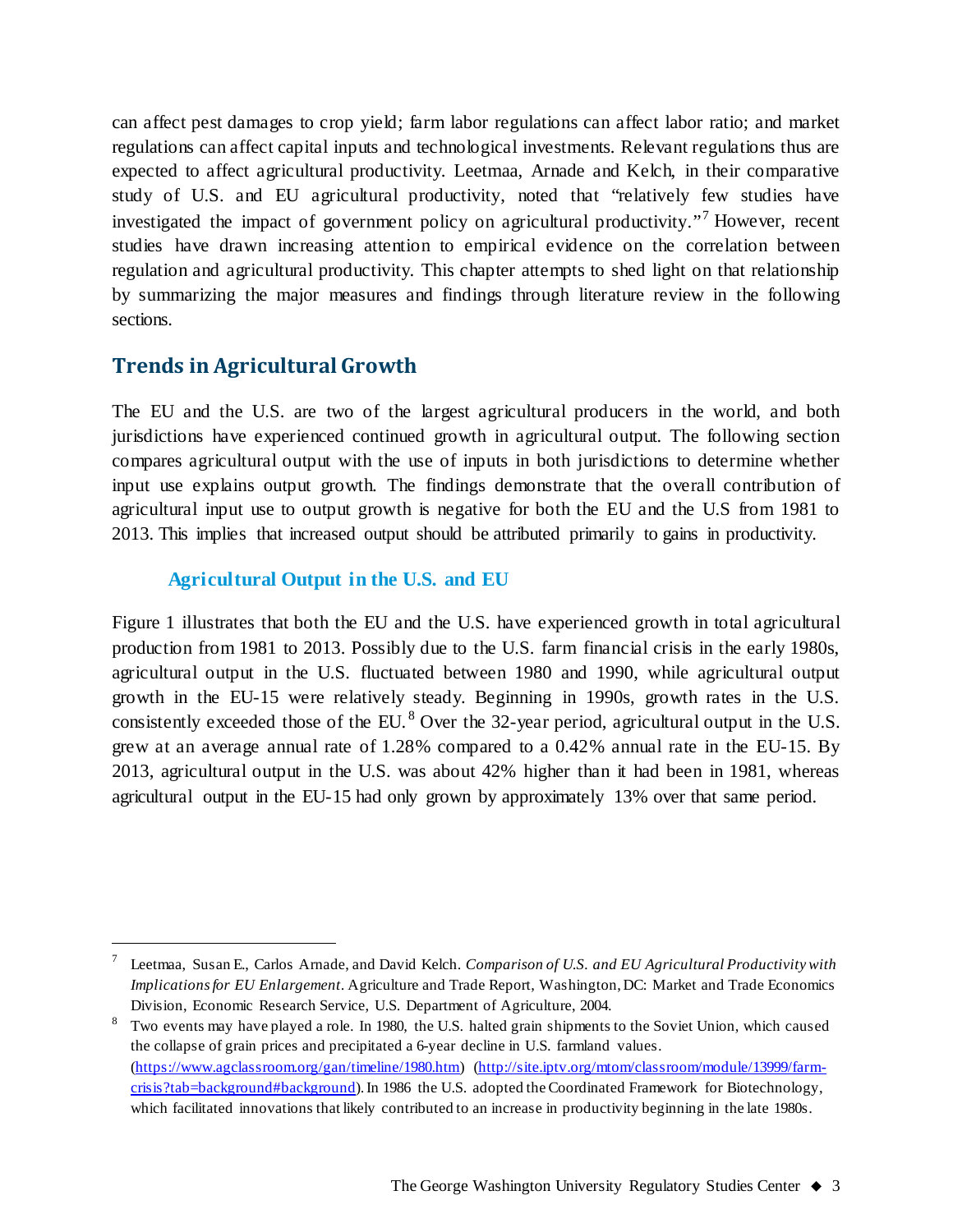can affect pest damages to crop yield; farm labor regulations can affect labor ratio; and market regulations can affect capital inputs and technological investments. Relevant regulations thus are expected to affect agricultural productivity. Leetmaa, Arnade and Kelch, in their comparative study of U.S. and EU agricultural productivity, noted that "relatively few studies have investigated the impact of government policy on agricultural productivity."[7] However, recent studies have drawn increasing attention to empirical evidence on the correlation between regulation and agricultural productivity. This chapter attempts to shed light on that relationship by summarizing the major measures and findings through literature review in the following sections.

## Trends in Agricultural Growth

The EU and the U.S. are two of the largest agricultural producers in the world, and both jurisdictions have experienced continued growth in agricultural output. The following section compares agricultural output with the use of inputs in both jurisdictions to determine whether input use explains output growth. The findings demonstrate that the overall contribution of agricultural input use to output growth is negative for both the EU and the U.S from 1981 to 2013. This implies that increased output should be attributed primarily to gains in productivity.

### Agricultural Output in the U.S. and EU

Figure 1 illustrates that both the EU and the U.S. have experienced growth in total agricultural production from 1981 to 2013. Possibly due to the U.S. farm financial crisis in the early 1980s, agricultural output in the U.S. fluctuated between 1980 and 1990, while agricultural output growth in the EU-15 were relatively steady. Beginning in 1990s, growth rates in the U.S. consistently exceeded those of the EU.[8] Over the 32-year period, agricultural output in the U.S. grew at an average annual rate of 1.28% compared to a 0.42% annual rate in the EU-15. By 2013, agricultural output in the U.S. was about 42% higher than it had been in 1981, whereas agricultural output in the EU-15 had only grown by approximately 13% over that same period.

---

[7] Leetmaa, Susan E., Carlos Arnade, and David Kelch. *Comparison of U.S. and EU Agricultural Productivity with Implications for EU Enlargement*. Agriculture and Trade Report, Washington, DC: Market and Trade Economics Division, Economic Research Service, U.S. Department of Agriculture, 2004.

[8] Two events may have played a role. In 1980, the U.S. halted grain shipments to the Soviet Union, which caused the collapse of grain prices and precipitated a 6-year decline in U.S. farmland values. (https://www.agclassroom.org/gan/timeline/1980.htm) (http://site.iptv.org/mtom/classroom/module/13999/farm-crisis?tab=background#background). In 1986 the U.S. adopted the Coordinated Framework for Biotechnology, which facilitated innovations that likely contributed to an increase in productivity beginning in the late 1980s.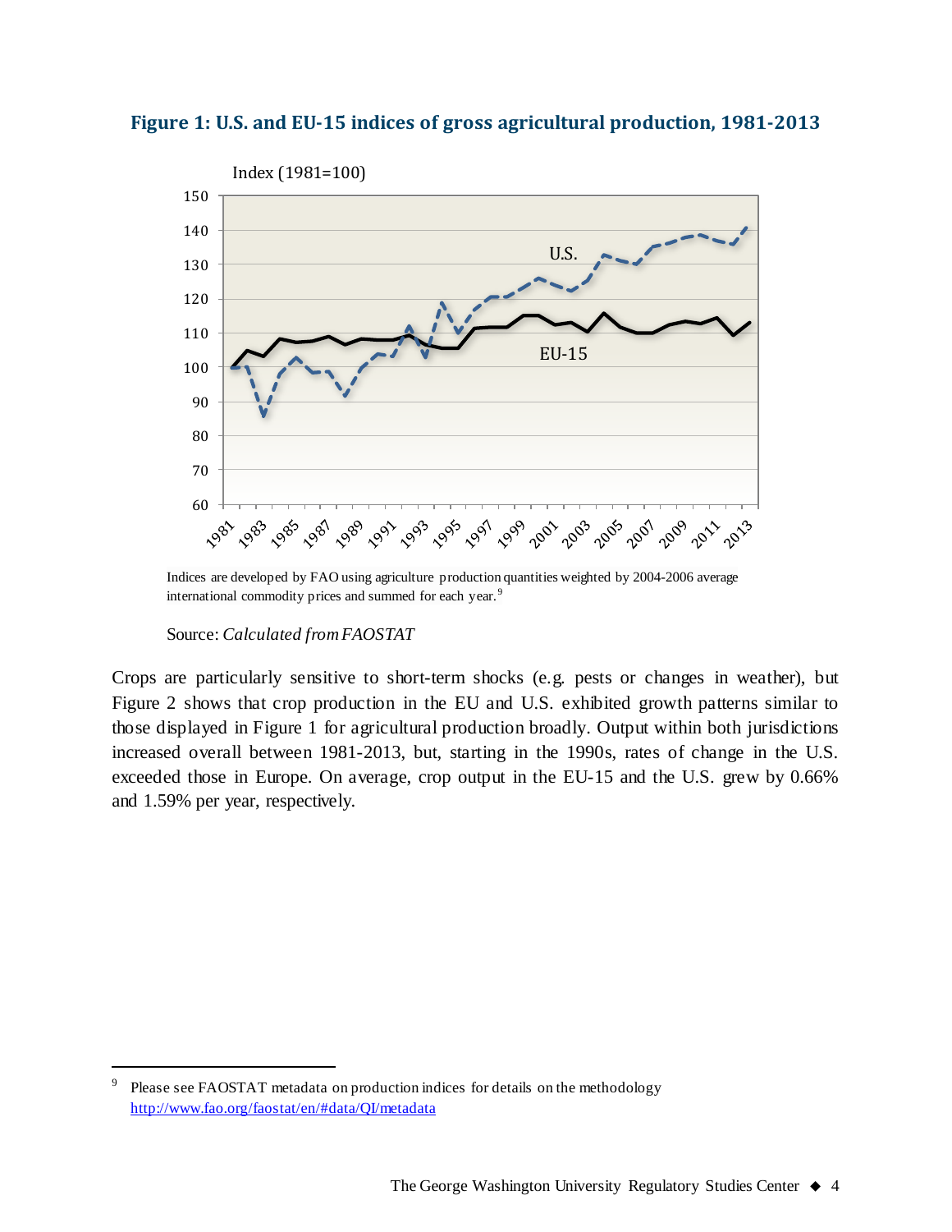### Figure 1: U.S. and EU-15 indices of gross agricultural production, 1981-2013

Indices are developed by FAO using agriculture production quantities weighted by 2004-2006 average international commodity prices and summed for each year.[9]

Source: *Calculated from FAOSTAT*

Crops are particularly sensitive to short-term shocks (e.g. pests or changes in weather), but Figure 2 shows that crop production in the EU and U.S. exhibited growth patterns similar to those displayed in Figure 1 for agricultural production broadly. Output within both jurisdictions increased overall between 1981-2013, but, starting in the 1990s, rates of change in the U.S. exceeded those in Europe. On average, crop output in the EU-15 and the U.S. grew by 0.66% and 1.59% per year, respectively.

---

[9] Please see FAOSTAT metadata on production indices for details on the methodology http://www.fao.org/faostat/en/#data/QI/metadata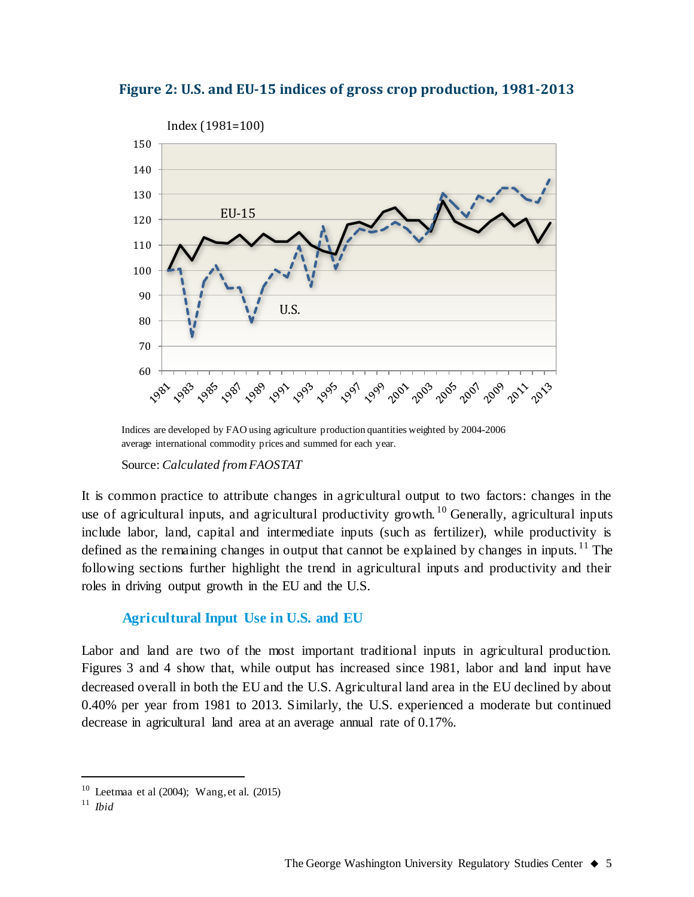**Figure 2: U.S. and EU-15 indices of gross crop production, 1981-2013**

Indices are developed by FAO using agriculture production quantities weighted by 2004-2006 average international commodity prices and summed for each year.

Source: *Calculated from FAOSTAT*

It is common practice to attribute changes in agricultural output to two factors: changes in the use of agricultural inputs, and agricultural productivity growth.[10] Generally, agricultural inputs include labor, land, capital and intermediate inputs (such as fertilizer), while productivity is defined as the remaining changes in output that cannot be explained by changes in inputs.[11] The following sections further highlight the trend in agricultural inputs and productivity and their roles in driving output growth in the EU and the U.S.

## Agricultural Input Use in U.S. and EU

Labor and land are two of the most important traditional inputs in agricultural production. Figures 3 and 4 show that, while output has increased since 1981, labor and land input have decreased overall in both the EU and the U.S. Agricultural land area in the EU declined by about 0.40% per year from 1981 to 2013. Similarly, the U.S. experienced a moderate but continued decrease in agricultural land area at an average annual rate of 0.17%.

---

[10] Leetmaa et al (2004); Wang, et al. (2015)

[11] *Ibid*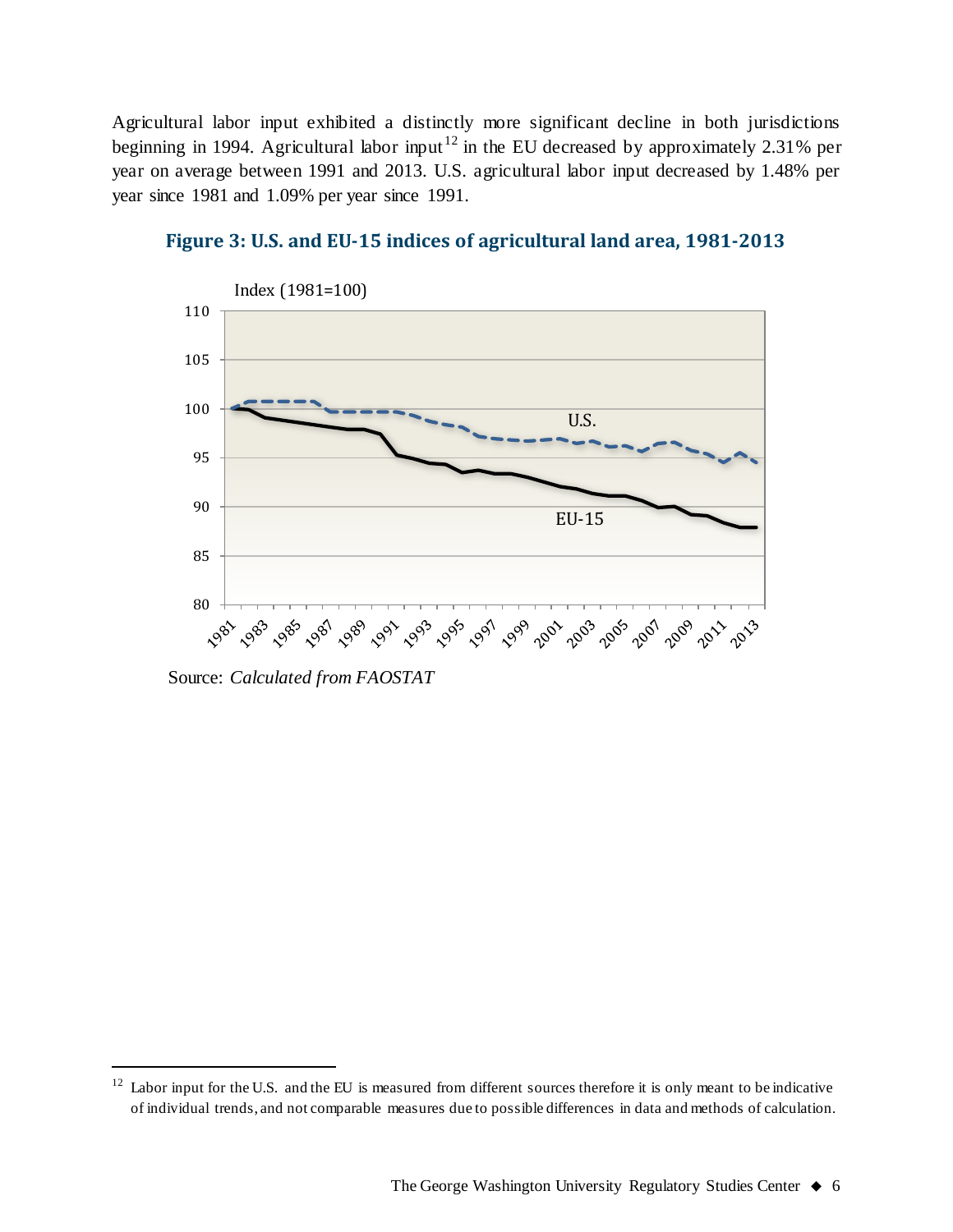Agricultural labor input exhibited a distinctly more significant decline in both jurisdictions beginning in 1994. Agricultural labor input[12] in the EU decreased by approximately 2.31% per year on average between 1991 and 2013. U.S. agricultural labor input decreased by 1.48% per year since 1981 and 1.09% per year since 1991.

**Figure 3: U.S. and EU-15 indices of agricultural land area, 1981-2013**

Source: *Calculated from FAOSTAT*

[12] Labor input for the U.S. and the EU is measured from different sources therefore it is only meant to be indicative of individual trends, and not comparable measures due to possible differences in data and methods of calculation.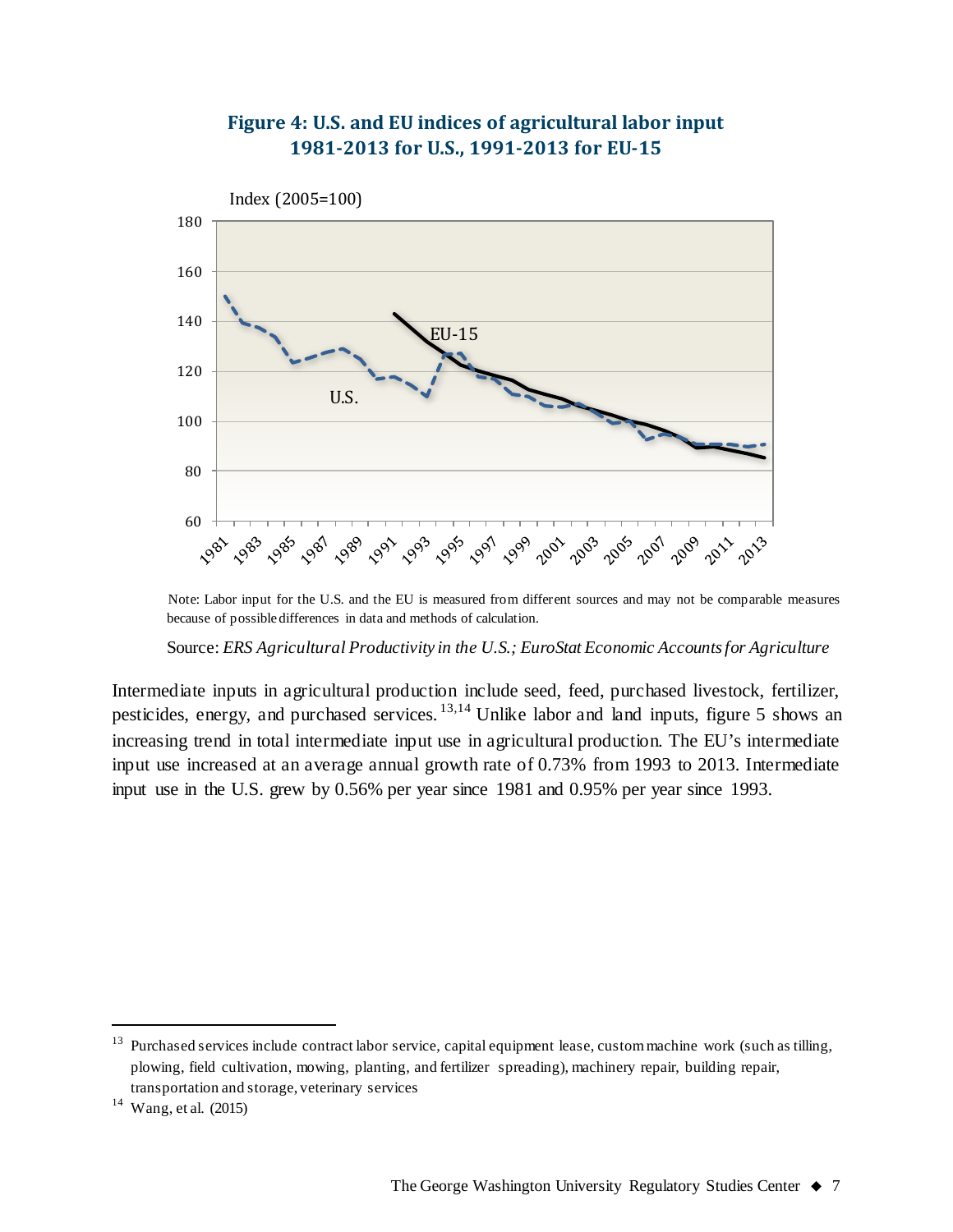**Figure 4: U.S. and EU indices of agricultural labor input 1981-2013 for U.S., 1991-2013 for EU-15**

Note: Labor input for the U.S. and the EU is measured from different sources and may not be comparable measures because of possible differences in data and methods of calculation.

Source: *ERS Agricultural Productivity in the U.S.; EuroStat Economic Accounts for Agriculture*

Intermediate inputs in agricultural production include seed, feed, purchased livestock, fertilizer, pesticides, energy, and purchased services.[13,14] Unlike labor and land inputs, figure 5 shows an increasing trend in total intermediate input use in agricultural production. The EU's intermediate input use increased at an average annual growth rate of 0.73% from 1993 to 2013. Intermediate input use in the U.S. grew by 0.56% per year since 1981 and 0.95% per year since 1993.

---

[13] Purchased services include contract labor service, capital equipment lease, custom machine work (such as tilling, plowing, field cultivation, mowing, planting, and fertilizer spreading), machinery repair, building repair, transportation and storage, veterinary services

[14] Wang, et al. (2015)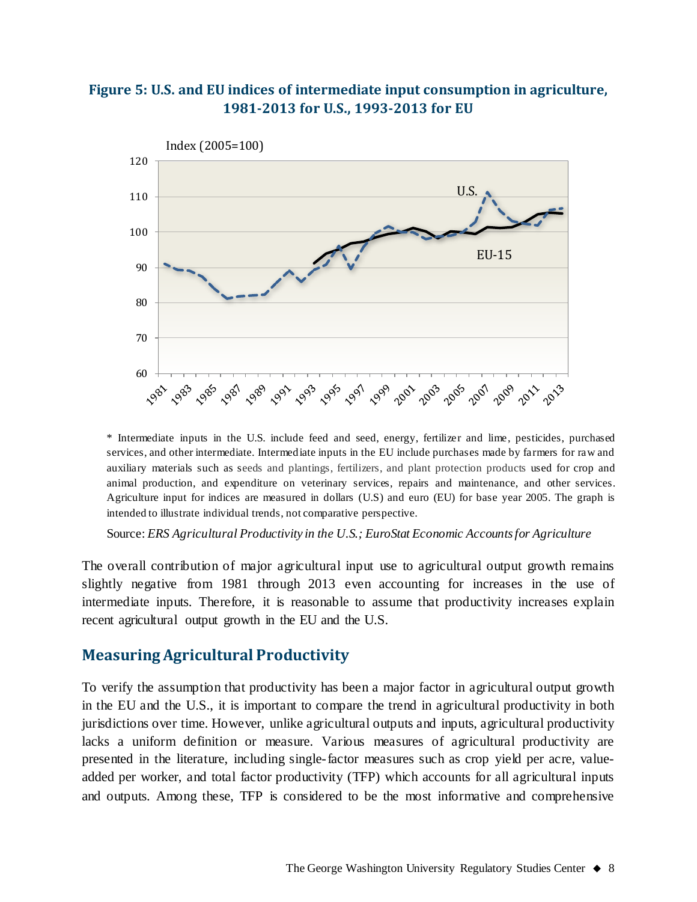**Figure 5: U.S. and EU indices of intermediate input consumption in agriculture, 1981-2013 for U.S., 1993-2013 for EU**

\* Intermediate inputs in the U.S. include feed and seed, energy, fertilizer and lime, pesticides, purchased services, and other intermediate. Intermediate inputs in the EU include purchases made by farmers for raw and auxiliary materials such as seeds and plantings, fertilizers, and plant protection products used for crop and animal production, and expenditure on veterinary services, repairs and maintenance, and other services. Agriculture input for indices are measured in dollars (U.S) and euro (EU) for base year 2005. The graph is intended to illustrate individual trends, not comparative perspective.

Source: *ERS Agricultural Productivity in the U.S.; EuroStat Economic Accounts for Agriculture*

The overall contribution of major agricultural input use to agricultural output growth remains slightly negative from 1981 through 2013 even accounting for increases in the use of intermediate inputs. Therefore, it is reasonable to assume that productivity increases explain recent agricultural output growth in the EU and the U.S.

## Measuring Agricultural Productivity

To verify the assumption that productivity has been a major factor in agricultural output growth in the EU and the U.S., it is important to compare the trend in agricultural productivity in both jurisdictions over time. However, unlike agricultural outputs and inputs, agricultural productivity lacks a uniform definition or measure. Various measures of agricultural productivity are presented in the literature, including single-factor measures such as crop yield per acre, value-added per worker, and total factor productivity (TFP) which accounts for all agricultural inputs and outputs. Among these, TFP is considered to be the most informative and comprehensive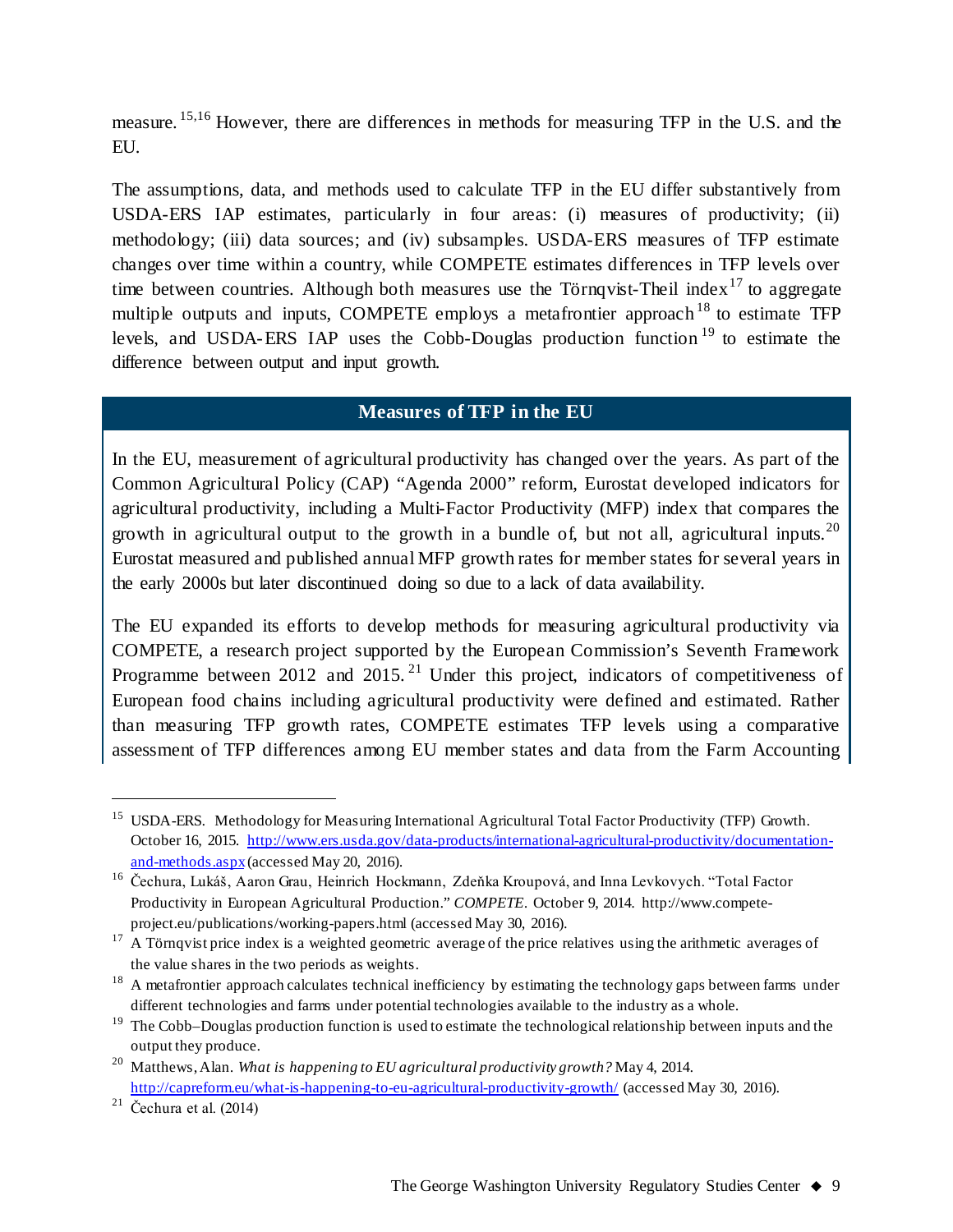measure.[15,16] However, there are differences in methods for measuring TFP in the U.S. and the EU.

The assumptions, data, and methods used to calculate TFP in the EU differ substantively from USDA-ERS IAP estimates, particularly in four areas: (i) measures of productivity; (ii) methodology; (iii) data sources; and (iv) subsamples. USDA-ERS measures of TFP estimate changes over time within a country, while COMPETE estimates differences in TFP levels over time between countries. Although both measures use the Törnqvist-Theil index[17] to aggregate multiple outputs and inputs, COMPETE employs a metafrontier approach[18] to estimate TFP levels, and USDA-ERS IAP uses the Cobb-Douglas production function[19] to estimate the difference between output and input growth.

## Measures of TFP in the EU

In the EU, measurement of agricultural productivity has changed over the years. As part of the Common Agricultural Policy (CAP) "Agenda 2000" reform, Eurostat developed indicators for agricultural productivity, including a Multi-Factor Productivity (MFP) index that compares the growth in agricultural output to the growth in a bundle of, but not all, agricultural inputs.[20] Eurostat measured and published annual MFP growth rates for member states for several years in the early 2000s but later discontinued doing so due to a lack of data availability.

The EU expanded its efforts to develop methods for measuring agricultural productivity via COMPETE, a research project supported by the European Commission's Seventh Framework Programme between 2012 and 2015.[21] Under this project, indicators of competitiveness of European food chains including agricultural productivity were defined and estimated. Rather than measuring TFP growth rates, COMPETE estimates TFP levels using a comparative assessment of TFP differences among EU member states and data from the Farm Accounting

---

[15] USDA-ERS. Methodology for Measuring International Agricultural Total Factor Productivity (TFP) Growth. October 16, 2015. http://www.ers.usda.gov/data-products/international-agricultural-productivity/documentation-and-methods.aspx (accessed May 20, 2016).

[16] Čechura, Lukáš, Aaron Grau, Heinrich Hockmann, Zdeňka Kroupová, and Inna Levkovych. "Total Factor Productivity in European Agricultural Production." *COMPETE*. October 9, 2014. http://www.compete-project.eu/publications/working-papers.html (accessed May 30, 2016).

[17] A Törnqvist price index is a weighted geometric average of the price relatives using the arithmetic averages of the value shares in the two periods as weights.

[18] A metafrontier approach calculates technical inefficiency by estimating the technology gaps between farms under different technologies and farms under potential technologies available to the industry as a whole.

[19] The Cobb–Douglas production function is used to estimate the technological relationship between inputs and the output they produce.

[20] Matthews, Alan. *What is happening to EU agricultural productivity growth?* May 4, 2014. http://capreform.eu/what-is-happening-to-eu-agricultural-productivity-growth/ (accessed May 30, 2016).

[21] Čechura et al. (2014)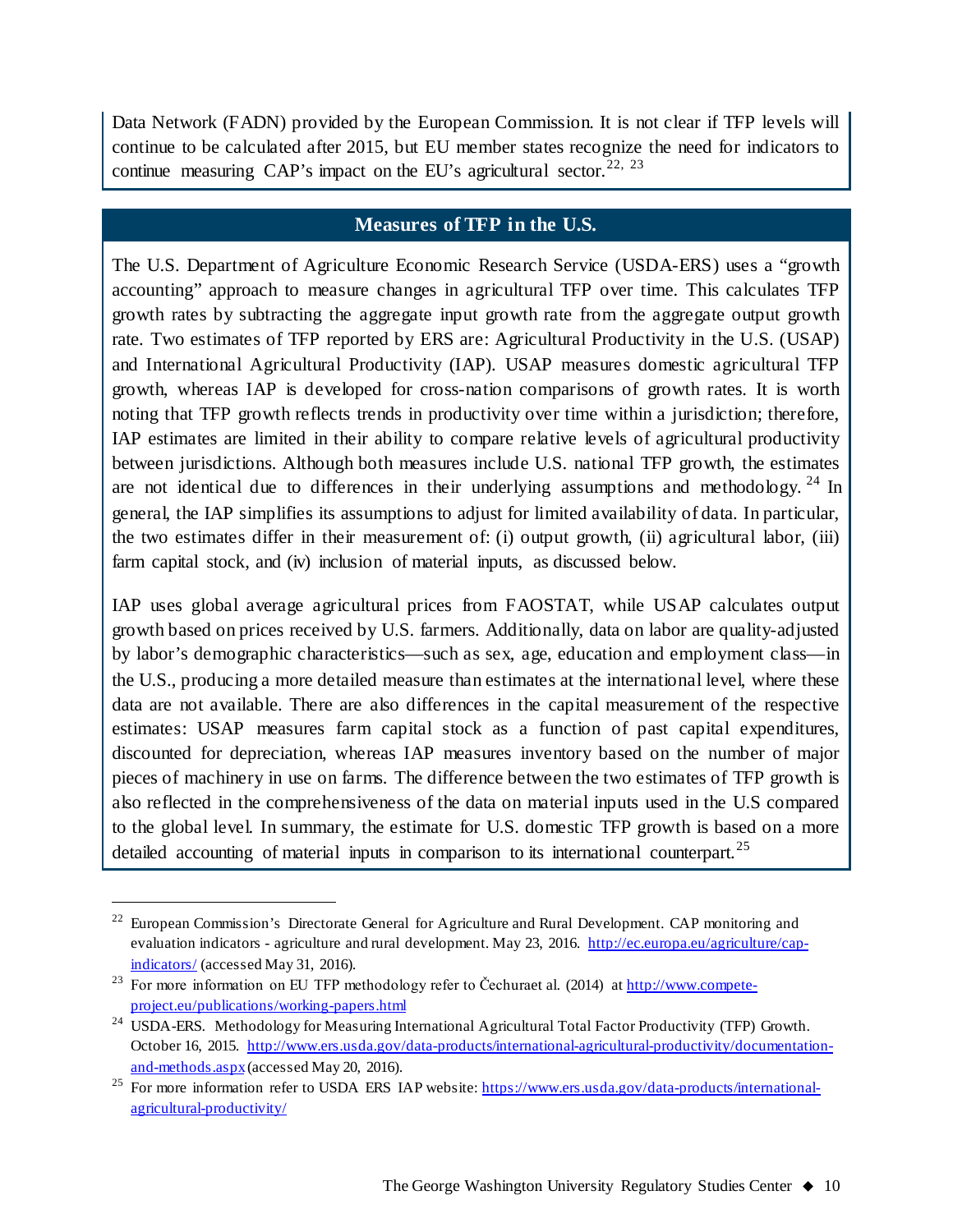Data Network (FADN) provided by the European Commission. It is not clear if TFP levels will continue to be calculated after 2015, but EU member states recognize the need for indicators to continue measuring CAP's impact on the EU's agricultural sector.[22, 23]

## Measures of TFP in the U.S.

The U.S. Department of Agriculture Economic Research Service (USDA-ERS) uses a "growth accounting" approach to measure changes in agricultural TFP over time. This calculates TFP growth rates by subtracting the aggregate input growth rate from the aggregate output growth rate. Two estimates of TFP reported by ERS are: Agricultural Productivity in the U.S. (USAP) and International Agricultural Productivity (IAP). USAP measures domestic agricultural TFP growth, whereas IAP is developed for cross-nation comparisons of growth rates. It is worth noting that TFP growth reflects trends in productivity over time within a jurisdiction; therefore, IAP estimates are limited in their ability to compare relative levels of agricultural productivity between jurisdictions. Although both measures include U.S. national TFP growth, the estimates are not identical due to differences in their underlying assumptions and methodology.[24] In general, the IAP simplifies its assumptions to adjust for limited availability of data. In particular, the two estimates differ in their measurement of: (i) output growth, (ii) agricultural labor, (iii) farm capital stock, and (iv) inclusion of material inputs, as discussed below.

IAP uses global average agricultural prices from FAOSTAT, while USAP calculates output growth based on prices received by U.S. farmers. Additionally, data on labor are quality-adjusted by labor's demographic characteristics—such as sex, age, education and employment class—in the U.S., producing a more detailed measure than estimates at the international level, where these data are not available. There are also differences in the capital measurement of the respective estimates: USAP measures farm capital stock as a function of past capital expenditures, discounted for depreciation, whereas IAP measures inventory based on the number of major pieces of machinery in use on farms. The difference between the two estimates of TFP growth is also reflected in the comprehensiveness of the data on material inputs used in the U.S compared to the global level. In summary, the estimate for U.S. domestic TFP growth is based on a more detailed accounting of material inputs in comparison to its international counterpart.[25]

---

[22] European Commission's Directorate General for Agriculture and Rural Development. CAP monitoring and evaluation indicators - agriculture and rural development. May 23, 2016. http://ec.europa.eu/agriculture/cap-indicators/ (accessed May 31, 2016).

[23] For more information on EU TFP methodology refer to Čechuraet al. (2014) at http://www.compete-project.eu/publications/working-papers.html

[24] USDA-ERS. Methodology for Measuring International Agricultural Total Factor Productivity (TFP) Growth. October 16, 2015. http://www.ers.usda.gov/data-products/international-agricultural-productivity/documentation-and-methods.aspx (accessed May 20, 2016).

[25] For more information refer to USDA ERS IAP website: https://www.ers.usda.gov/data-products/international-agricultural-productivity/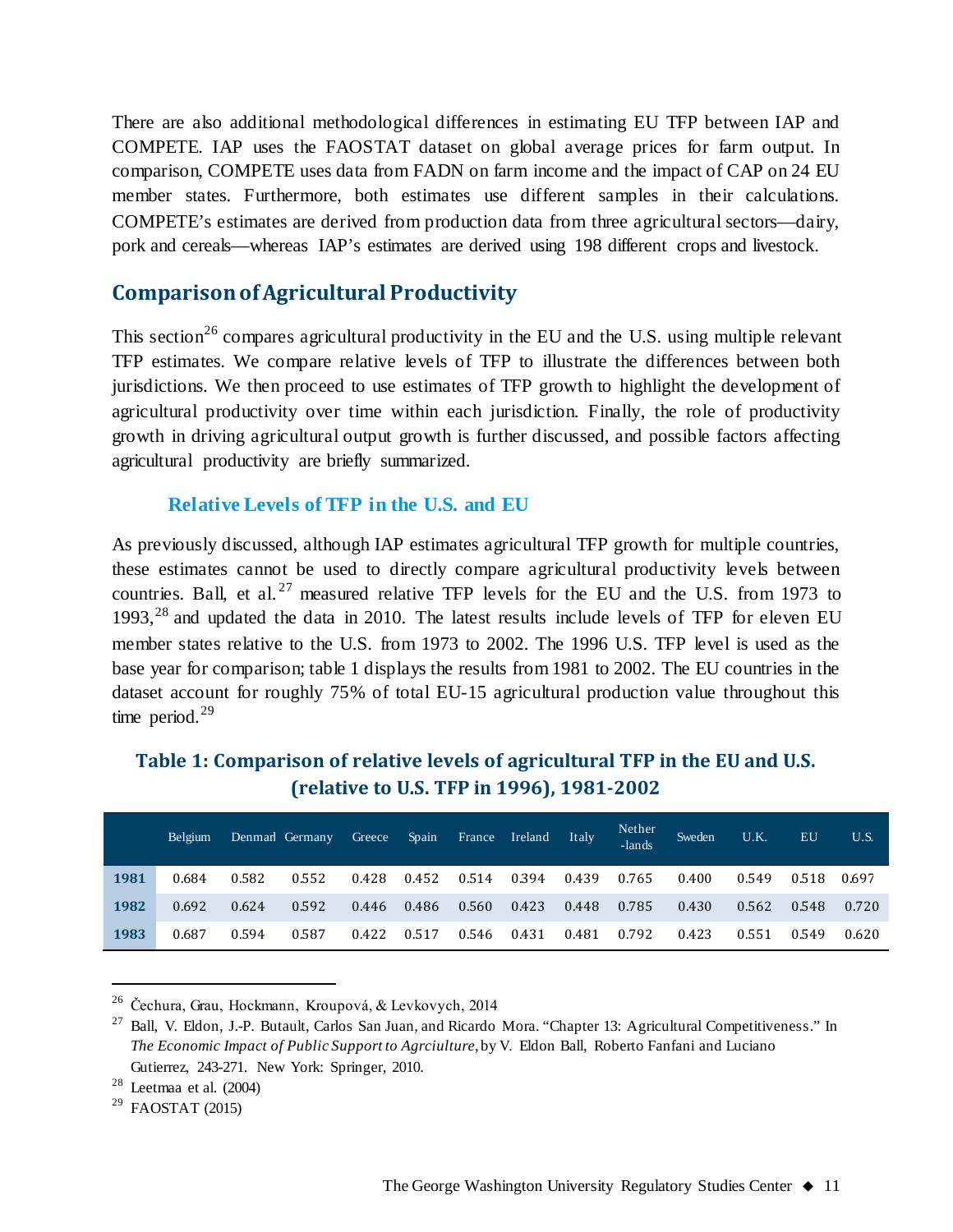There are also additional methodological differences in estimating EU TFP between IAP and COMPETE. IAP uses the FAOSTAT dataset on global average prices for farm output. In comparison, COMPETE uses data from FADN on farm income and the impact of CAP on 24 EU member states. Furthermore, both estimates use different samples in their calculations. COMPETE's estimates are derived from production data from three agricultural sectors—dairy, pork and cereals—whereas IAP's estimates are derived using 198 different crops and livestock.

## Comparison of Agricultural Productivity

This section[26] compares agricultural productivity in the EU and the U.S. using multiple relevant TFP estimates. We compare relative levels of TFP to illustrate the differences between both jurisdictions. We then proceed to use estimates of TFP growth to highlight the development of agricultural productivity over time within each jurisdiction. Finally, the role of productivity growth in driving agricultural output growth is further discussed, and possible factors affecting agricultural productivity are briefly summarized.

### Relative Levels of TFP in the U.S. and EU

As previously discussed, although IAP estimates agricultural TFP growth for multiple countries, these estimates cannot be used to directly compare agricultural productivity levels between countries. Ball, et al.[27] measured relative TFP levels for the EU and the U.S. from 1973 to 1993,[28] and updated the data in 2010. The latest results include levels of TFP for eleven EU member states relative to the U.S. from 1973 to 2002. The 1996 U.S. TFP level is used as the base year for comparison; table 1 displays the results from 1981 to 2002. The EU countries in the dataset account for roughly 75% of total EU-15 agricultural production value throughout this time period.[29]

**Table 1: Comparison of relative levels of agricultural TFP in the EU and U.S. (relative to U.S. TFP in 1996), 1981-2002**

| | Belgium | Denmark | Germany | Greece | Spain | France | Ireland | Italy | Nether-lands | Sweden | U.K. | EU | U.S. |
|---|---|---|---|---|---|---|---|---|---|---|---|---|---|
| **1981** | 0.684 | 0.582 | 0.552 | 0.428 | 0.452 | 0.514 | 0.394 | 0.439 | 0.765 | 0.400 | 0.549 | 0.518 | 0.697 |
| **1982** | 0.692 | 0.624 | 0.592 | 0.446 | 0.486 | 0.560 | 0.423 | 0.448 | 0.785 | 0.430 | 0.562 | 0.548 | 0.720 |
| **1983** | 0.687 | 0.594 | 0.587 | 0.422 | 0.517 | 0.546 | 0.431 | 0.481 | 0.792 | 0.423 | 0.551 | 0.549 | 0.620 |

---

[26] Čechura, Grau, Hockmann, Kroupová, & Levkovych, 2014

[27] Ball, V. Eldon, J.-P. Butault, Carlos San Juan, and Ricardo Mora. "Chapter 13: Agricultural Competitiveness." In *The Economic Impact of Public Support to Agrciulture*, by V. Eldon Ball, Roberto Fanfani and Luciano Gutierrez, 243-271. New York: Springer, 2010.

[28] Leetmaa et al. (2004)

[29] FAOSTAT (2015)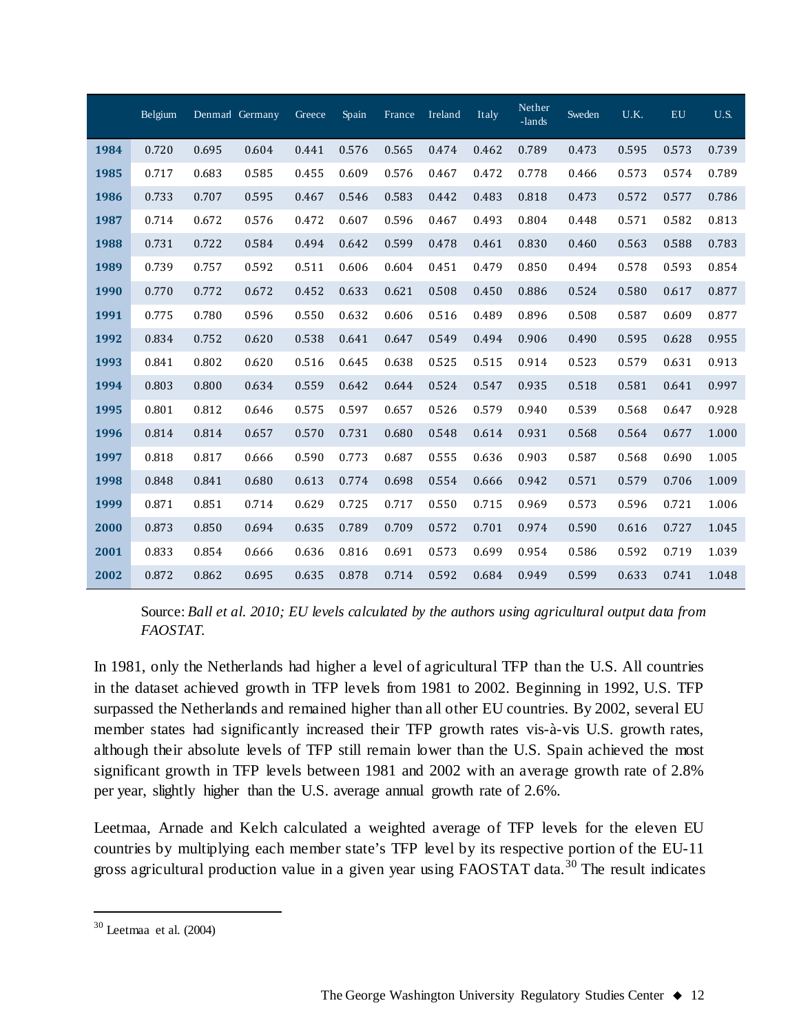| | Belgium | Denmark | Germany | Greece | Spain | France | Ireland | Italy | Nether-lands | Sweden | U.K. | EU | U.S. |
|---|---|---|---|---|---|---|---|---|---|---|---|---|---|
| **1984** | 0.720 | 0.695 | 0.604 | 0.441 | 0.576 | 0.565 | 0.474 | 0.462 | 0.789 | 0.473 | 0.595 | 0.573 | 0.739 |
| **1985** | 0.717 | 0.683 | 0.585 | 0.455 | 0.609 | 0.576 | 0.467 | 0.472 | 0.778 | 0.466 | 0.573 | 0.574 | 0.789 |
| **1986** | 0.733 | 0.707 | 0.595 | 0.467 | 0.546 | 0.583 | 0.442 | 0.483 | 0.818 | 0.473 | 0.572 | 0.577 | 0.786 |
| **1987** | 0.714 | 0.672 | 0.576 | 0.472 | 0.607 | 0.596 | 0.467 | 0.493 | 0.804 | 0.448 | 0.571 | 0.582 | 0.813 |
| **1988** | 0.731 | 0.722 | 0.584 | 0.494 | 0.642 | 0.599 | 0.478 | 0.461 | 0.830 | 0.460 | 0.563 | 0.588 | 0.783 |
| **1989** | 0.739 | 0.757 | 0.592 | 0.511 | 0.606 | 0.604 | 0.451 | 0.479 | 0.850 | 0.494 | 0.578 | 0.593 | 0.854 |
| **1990** | 0.770 | 0.772 | 0.672 | 0.452 | 0.633 | 0.621 | 0.508 | 0.450 | 0.886 | 0.524 | 0.580 | 0.617 | 0.877 |
| **1991** | 0.775 | 0.780 | 0.596 | 0.550 | 0.632 | 0.606 | 0.516 | 0.489 | 0.896 | 0.508 | 0.587 | 0.609 | 0.877 |
| **1992** | 0.834 | 0.752 | 0.620 | 0.538 | 0.641 | 0.647 | 0.549 | 0.494 | 0.906 | 0.490 | 0.595 | 0.628 | 0.955 |
| **1993** | 0.841 | 0.802 | 0.620 | 0.516 | 0.645 | 0.638 | 0.525 | 0.515 | 0.914 | 0.523 | 0.579 | 0.631 | 0.913 |
| **1994** | 0.803 | 0.800 | 0.634 | 0.559 | 0.642 | 0.644 | 0.524 | 0.547 | 0.935 | 0.518 | 0.581 | 0.641 | 0.997 |
| **1995** | 0.801 | 0.812 | 0.646 | 0.575 | 0.597 | 0.657 | 0.526 | 0.579 | 0.940 | 0.539 | 0.568 | 0.647 | 0.928 |
| **1996** | 0.814 | 0.814 | 0.657 | 0.570 | 0.731 | 0.680 | 0.548 | 0.614 | 0.931 | 0.568 | 0.564 | 0.677 | 1.000 |
| **1997** | 0.818 | 0.817 | 0.666 | 0.590 | 0.773 | 0.687 | 0.555 | 0.636 | 0.903 | 0.587 | 0.568 | 0.690 | 1.005 |
| **1998** | 0.848 | 0.841 | 0.680 | 0.613 | 0.774 | 0.698 | 0.554 | 0.666 | 0.942 | 0.571 | 0.579 | 0.706 | 1.009 |
| **1999** | 0.871 | 0.851 | 0.714 | 0.629 | 0.725 | 0.717 | 0.550 | 0.715 | 0.969 | 0.573 | 0.596 | 0.721 | 1.006 |
| **2000** | 0.873 | 0.850 | 0.694 | 0.635 | 0.789 | 0.709 | 0.572 | 0.701 | 0.974 | 0.590 | 0.616 | 0.727 | 1.045 |
| **2001** | 0.833 | 0.854 | 0.666 | 0.636 | 0.816 | 0.691 | 0.573 | 0.699 | 0.954 | 0.586 | 0.592 | 0.719 | 1.039 |
| **2002** | 0.872 | 0.862 | 0.695 | 0.635 | 0.878 | 0.714 | 0.592 | 0.684 | 0.949 | 0.599 | 0.633 | 0.741 | 1.048 |

Source: *Ball et al. 2010; EU levels calculated by the authors using agricultural output data from FAOSTAT.*

In 1981, only the Netherlands had higher a level of agricultural TFP than the U.S. All countries in the dataset achieved growth in TFP levels from 1981 to 2002. Beginning in 1992, U.S. TFP surpassed the Netherlands and remained higher than all other EU countries. By 2002, several EU member states had significantly increased their TFP growth rates vis-à-vis U.S. growth rates, although their absolute levels of TFP still remain lower than the U.S. Spain achieved the most significant growth in TFP levels between 1981 and 2002 with an average growth rate of 2.8% per year, slightly higher than the U.S. average annual growth rate of 2.6%.

Leetmaa, Arnade and Kelch calculated a weighted average of TFP levels for the eleven EU countries by multiplying each member state's TFP level by its respective portion of the EU-11 gross agricultural production value in a given year using FAOSTAT data.[30] The result indicates

[30] Leetmaa et al. (2004)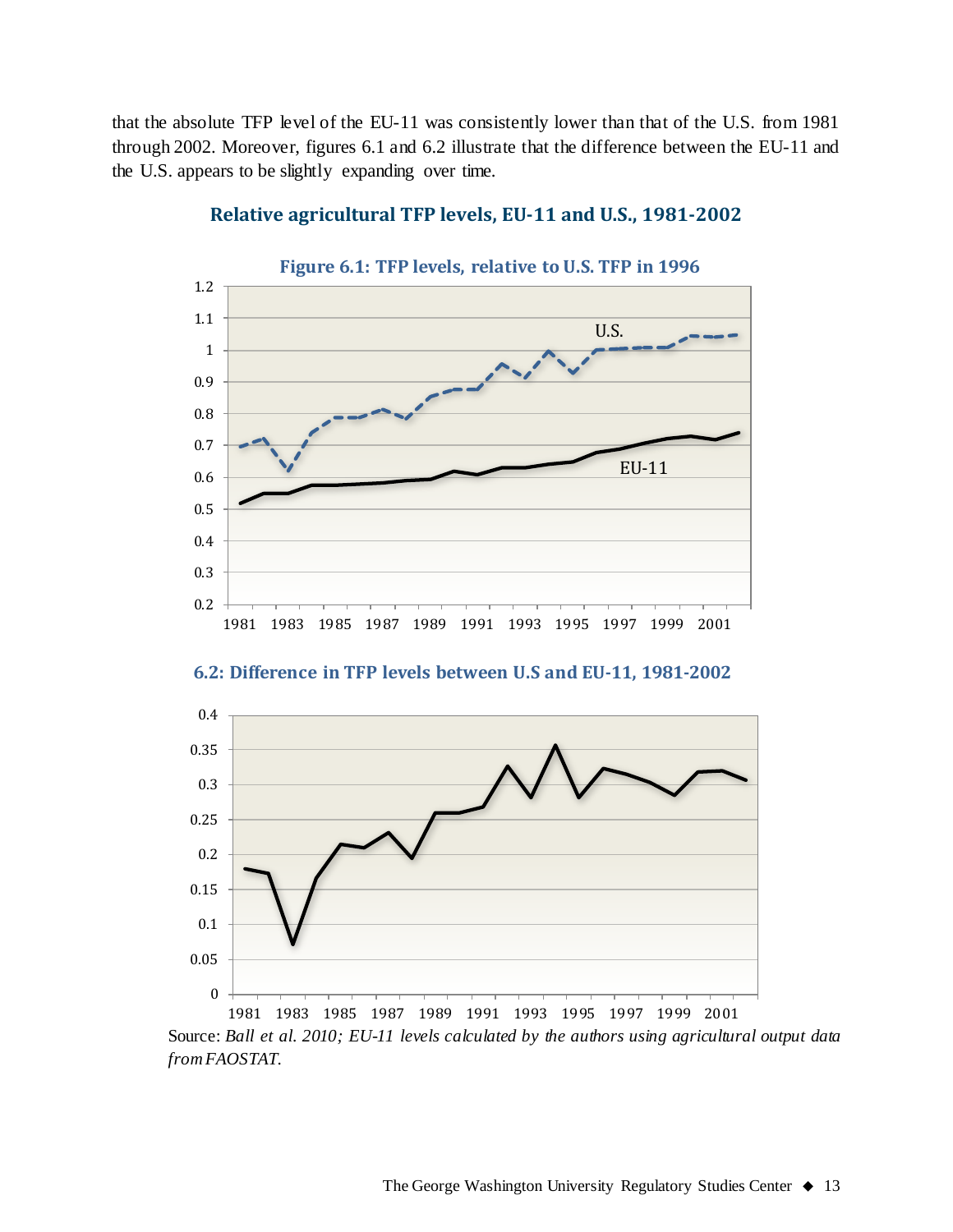that the absolute TFP level of the EU-11 was consistently lower than that of the U.S. from 1981 through 2002. Moreover, figures 6.1 and 6.2 illustrate that the difference between the EU-11 and the U.S. appears to be slightly expanding over time.

### Relative agricultural TFP levels, EU-11 and U.S., 1981-2002

**Figure 6.1: TFP levels, relative to U.S. TFP in 1996**

**6.2: Difference in TFP levels between U.S and EU-11, 1981-2002**

Source: *Ball et al. 2010; EU-11 levels calculated by the authors using agricultural output data from FAOSTAT.*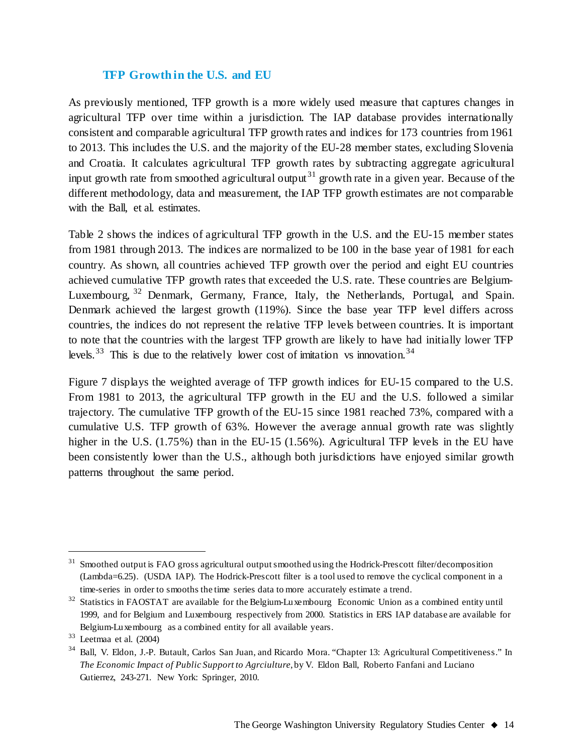### TFP Growth in the U.S. and EU

As previously mentioned, TFP growth is a more widely used measure that captures changes in agricultural TFP over time within a jurisdiction. The IAP database provides internationally consistent and comparable agricultural TFP growth rates and indices for 173 countries from 1961 to 2013. This includes the U.S. and the majority of the EU-28 member states, excluding Slovenia and Croatia. It calculates agricultural TFP growth rates by subtracting aggregate agricultural input growth rate from smoothed agricultural output[31] growth rate in a given year. Because of the different methodology, data and measurement, the IAP TFP growth estimates are not comparable with the Ball, et al. estimates.

Table 2 shows the indices of agricultural TFP growth in the U.S. and the EU-15 member states from 1981 through 2013. The indices are normalized to be 100 in the base year of 1981 for each country. As shown, all countries achieved TFP growth over the period and eight EU countries achieved cumulative TFP growth rates that exceeded the U.S. rate. These countries are Belgium-Luxembourg,[32] Denmark, Germany, France, Italy, the Netherlands, Portugal, and Spain. Denmark achieved the largest growth (119%). Since the base year TFP level differs across countries, the indices do not represent the relative TFP levels between countries. It is important to note that the countries with the largest TFP growth are likely to have had initially lower TFP levels.[33] This is due to the relatively lower cost of imitation vs innovation.[34]

Figure 7 displays the weighted average of TFP growth indices for EU-15 compared to the U.S. From 1981 to 2013, the agricultural TFP growth in the EU and the U.S. followed a similar trajectory. The cumulative TFP growth of the EU-15 since 1981 reached 73%, compared with a cumulative U.S. TFP growth of 63%. However the average annual growth rate was slightly higher in the U.S. (1.75%) than in the EU-15 (1.56%). Agricultural TFP levels in the EU have been consistently lower than the U.S., although both jurisdictions have enjoyed similar growth patterns throughout the same period.

---

[31] Smoothed output is FAO gross agricultural output smoothed using the Hodrick-Prescott filter/decomposition (Lambda=6.25). (USDA IAP). The Hodrick-Prescott filter is a tool used to remove the cyclical component in a time-series in order to smooths the time series data to more accurately estimate a trend.

[32] Statistics in FAOSTAT are available for the Belgium-Luxembourg Economic Union as a combined entity until 1999, and for Belgium and Luxembourg respectively from 2000. Statistics in ERS IAP database are available for Belgium-Luxembourg as a combined entity for all available years.

[33] Leetmaa et al. (2004)

[34] Ball, V. Eldon, J.-P. Butault, Carlos San Juan, and Ricardo Mora. "Chapter 13: Agricultural Competitiveness." In *The Economic Impact of Public Support to Agrciulture*, by V. Eldon Ball, Roberto Fanfani and Luciano Gutierrez, 243-271. New York: Springer, 2010.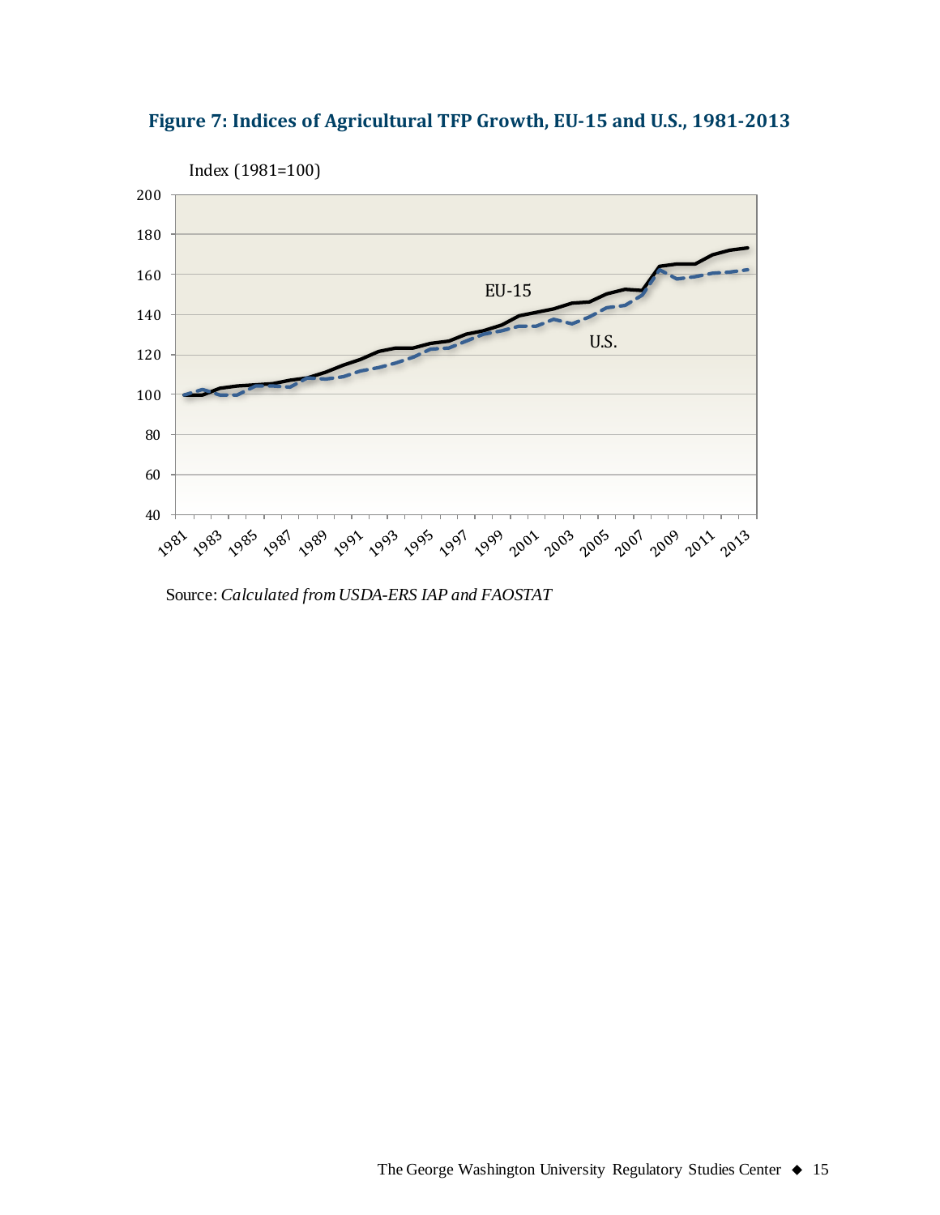**Figure 7: Indices of Agricultural TFP Growth, EU-15 and U.S., 1981-2013**

Index (1981=100)

Source: *Calculated from USDA-ERS IAP and FAOSTAT*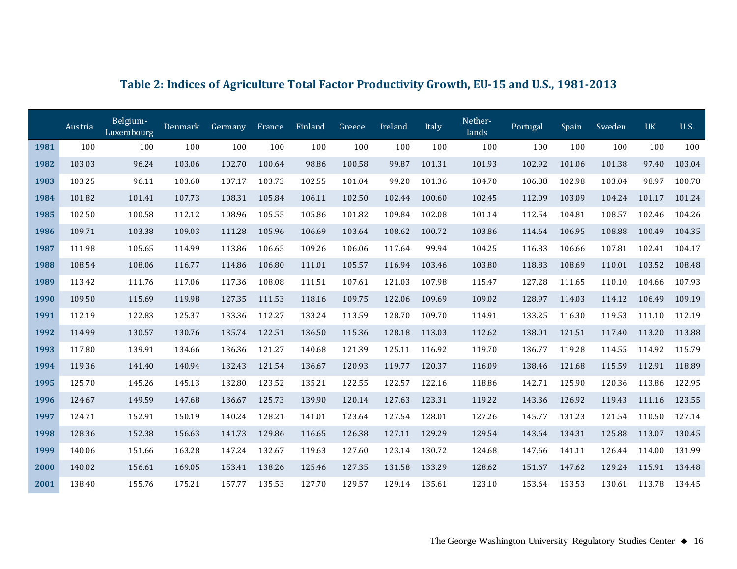## Table 2: Indices of Agriculture Total Factor Productivity Growth, EU-15 and U.S., 1981-2013

| | Austria | Belgium-Luxembourg | Denmark | Germany | France | Finland | Greece | Ireland | Italy | Nether-lands | Portugal | Spain | Sweden | UK | U.S. |
|---|---|---|---|---|---|---|---|---|---|---|---|---|---|---|---|
| **1981** | 100 | 100 | 100 | 100 | 100 | 100 | 100 | 100 | 100 | 100 | 100 | 100 | 100 | 100 | 100 |
| **1982** | 103.03 | 96.24 | 103.06 | 102.70 | 100.64 | 98.86 | 100.58 | 99.87 | 101.31 | 101.93 | 102.92 | 101.06 | 101.38 | 97.40 | 103.04 |
| **1983** | 103.25 | 96.11 | 103.60 | 107.17 | 103.73 | 102.55 | 101.04 | 99.20 | 101.36 | 104.70 | 106.88 | 102.98 | 103.04 | 98.97 | 100.78 |
| **1984** | 101.82 | 101.41 | 107.73 | 108.31 | 105.84 | 106.11 | 102.50 | 102.44 | 100.60 | 102.45 | 112.09 | 103.09 | 104.24 | 101.17 | 101.24 |
| **1985** | 102.50 | 100.58 | 112.12 | 108.96 | 105.55 | 105.86 | 101.82 | 109.84 | 102.08 | 101.14 | 112.54 | 104.81 | 108.57 | 102.46 | 104.26 |
| **1986** | 109.71 | 103.38 | 109.03 | 111.28 | 105.96 | 106.69 | 103.64 | 108.62 | 100.72 | 103.86 | 114.64 | 106.95 | 108.88 | 100.49 | 104.35 |
| **1987** | 111.98 | 105.65 | 114.99 | 113.86 | 106.65 | 109.26 | 106.06 | 117.64 | 99.94 | 104.25 | 116.83 | 106.66 | 107.81 | 102.41 | 104.17 |
| **1988** | 108.54 | 108.06 | 116.77 | 114.86 | 106.80 | 111.01 | 105.57 | 116.94 | 103.46 | 103.80 | 118.83 | 108.69 | 110.01 | 103.52 | 108.48 |
| **1989** | 113.42 | 111.76 | 117.06 | 117.36 | 108.08 | 111.51 | 107.61 | 121.03 | 107.98 | 115.47 | 127.28 | 111.65 | 110.10 | 104.66 | 107.93 |
| **1990** | 109.50 | 115.69 | 119.98 | 127.35 | 111.53 | 118.16 | 109.75 | 122.06 | 109.69 | 109.02 | 128.97 | 114.03 | 114.12 | 106.49 | 109.19 |
| **1991** | 112.19 | 122.83 | 125.37 | 133.36 | 112.27 | 133.24 | 113.59 | 128.70 | 109.70 | 114.91 | 133.25 | 116.30 | 119.53 | 111.10 | 112.19 |
| **1992** | 114.99 | 130.57 | 130.76 | 135.74 | 122.51 | 136.50 | 115.36 | 128.18 | 113.03 | 112.62 | 138.01 | 121.51 | 117.40 | 113.20 | 113.88 |
| **1993** | 117.80 | 139.91 | 134.66 | 136.36 | 121.27 | 140.68 | 121.39 | 125.11 | 116.92 | 119.70 | 136.77 | 119.28 | 114.55 | 114.92 | 115.79 |
| **1994** | 119.36 | 141.40 | 140.94 | 132.43 | 121.54 | 136.67 | 120.93 | 119.77 | 120.37 | 116.09 | 138.46 | 121.68 | 115.59 | 112.91 | 118.89 |
| **1995** | 125.70 | 145.26 | 145.13 | 132.80 | 123.52 | 135.21 | 122.55 | 122.57 | 122.16 | 118.86 | 142.71 | 125.90 | 120.36 | 113.86 | 122.95 |
| **1996** | 124.67 | 149.59 | 147.68 | 136.67 | 125.73 | 139.90 | 120.14 | 127.63 | 123.31 | 119.22 | 143.36 | 126.92 | 119.43 | 111.16 | 123.55 |
| **1997** | 124.71 | 152.91 | 150.19 | 140.24 | 128.21 | 141.01 | 123.64 | 127.54 | 128.01 | 127.26 | 145.77 | 131.23 | 121.54 | 110.50 | 127.14 |
| **1998** | 128.36 | 152.38 | 156.63 | 141.73 | 129.86 | 116.65 | 126.38 | 127.11 | 129.29 | 129.54 | 143.64 | 134.31 | 125.88 | 113.07 | 130.45 |
| **1999** | 140.06 | 151.66 | 163.28 | 147.24 | 132.67 | 119.63 | 127.60 | 123.14 | 130.72 | 124.68 | 147.66 | 141.11 | 126.44 | 114.00 | 131.99 |
| **2000** | 140.02 | 156.61 | 169.05 | 153.41 | 138.26 | 125.46 | 127.35 | 131.58 | 133.29 | 128.62 | 151.67 | 147.62 | 129.24 | 115.91 | 134.48 |
| **2001** | 138.40 | 155.76 | 175.21 | 157.77 | 135.53 | 127.70 | 129.57 | 129.14 | 135.61 | 123.10 | 153.64 | 153.53 | 130.61 | 113.78 | 134.45 |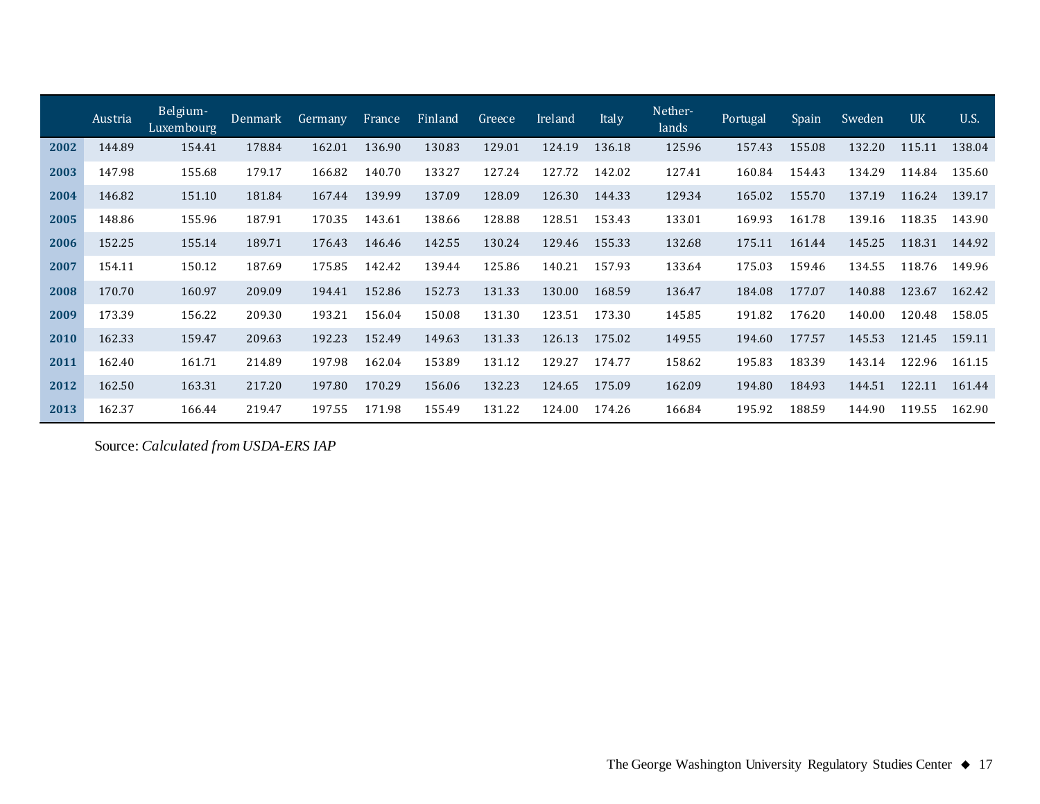| | Austria | Belgium-Luxembourg | Denmark | Germany | France | Finland | Greece | Ireland | Italy | Nether-lands | Portugal | Spain | Sweden | UK | U.S. |
|---|---|---|---|---|---|---|---|---|---|---|---|---|---|---|---|
| **2002** | 144.89 | 154.41 | 178.84 | 162.01 | 136.90 | 130.83 | 129.01 | 124.19 | 136.18 | 125.96 | 157.43 | 155.08 | 132.20 | 115.11 | 138.04 |
| **2003** | 147.98 | 155.68 | 179.17 | 166.82 | 140.70 | 133.27 | 127.24 | 127.72 | 142.02 | 127.41 | 160.84 | 154.43 | 134.29 | 114.84 | 135.60 |
| **2004** | 146.82 | 151.10 | 181.84 | 167.44 | 139.99 | 137.09 | 128.09 | 126.30 | 144.33 | 129.34 | 165.02 | 155.70 | 137.19 | 116.24 | 139.17 |
| **2005** | 148.86 | 155.96 | 187.91 | 170.35 | 143.61 | 138.66 | 128.88 | 128.51 | 153.43 | 133.01 | 169.93 | 161.78 | 139.16 | 118.35 | 143.90 |
| **2006** | 152.25 | 155.14 | 189.71 | 176.43 | 146.46 | 142.55 | 130.24 | 129.46 | 155.33 | 132.68 | 175.11 | 161.44 | 145.25 | 118.31 | 144.92 |
| **2007** | 154.11 | 150.12 | 187.69 | 175.85 | 142.42 | 139.44 | 125.86 | 140.21 | 157.93 | 133.64 | 175.03 | 159.46 | 134.55 | 118.76 | 149.96 |
| **2008** | 170.70 | 160.97 | 209.09 | 194.41 | 152.86 | 152.73 | 131.33 | 130.00 | 168.59 | 136.47 | 184.08 | 177.07 | 140.88 | 123.67 | 162.42 |
| **2009** | 173.39 | 156.22 | 209.30 | 193.21 | 156.04 | 150.08 | 131.30 | 123.51 | 173.30 | 145.85 | 191.82 | 176.20 | 140.00 | 120.48 | 158.05 |
| **2010** | 162.33 | 159.47 | 209.63 | 192.23 | 152.49 | 149.63 | 131.33 | 126.13 | 175.02 | 149.55 | 194.60 | 177.57 | 145.53 | 121.45 | 159.11 |
| **2011** | 162.40 | 161.71 | 214.89 | 197.98 | 162.04 | 153.89 | 131.12 | 129.27 | 174.77 | 158.62 | 195.83 | 183.39 | 143.14 | 122.96 | 161.15 |
| **2012** | 162.50 | 163.31 | 217.20 | 197.80 | 170.29 | 156.06 | 132.23 | 124.65 | 175.09 | 162.09 | 194.80 | 184.93 | 144.51 | 122.11 | 161.44 |
| **2013** | 162.37 | 166.44 | 219.47 | 197.55 | 171.98 | 155.49 | 131.22 | 124.00 | 174.26 | 166.84 | 195.92 | 188.59 | 144.90 | 119.55 | 162.90 |

Source: *Calculated from USDA-ERS IAP*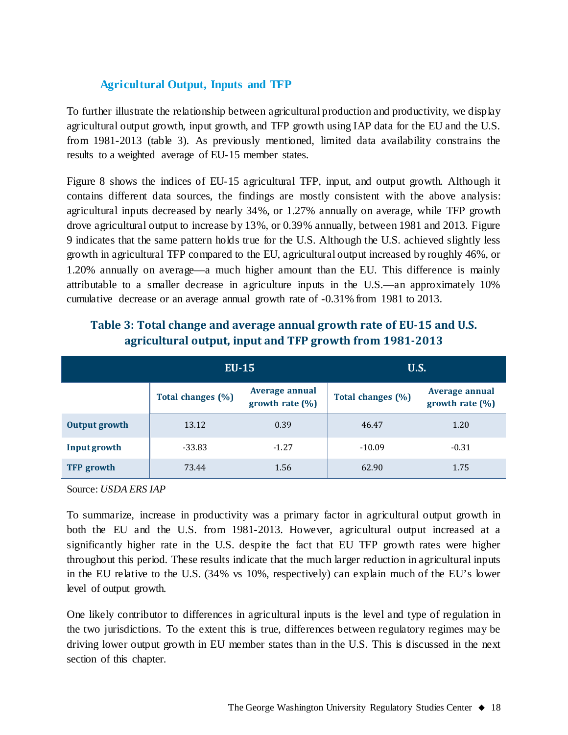### Agricultural Output, Inputs and TFP

To further illustrate the relationship between agricultural production and productivity, we display agricultural output growth, input growth, and TFP growth using IAP data for the EU and the U.S. from 1981-2013 (table 3). As previously mentioned, limited data availability constrains the results to a weighted average of EU-15 member states.

Figure 8 shows the indices of EU-15 agricultural TFP, input, and output growth. Although it contains different data sources, the findings are mostly consistent with the above analysis: agricultural inputs decreased by nearly 34%, or 1.27% annually on average, while TFP growth drove agricultural output to increase by 13%, or 0.39% annually, between 1981 and 2013. Figure 9 indicates that the same pattern holds true for the U.S. Although the U.S. achieved slightly less growth in agricultural TFP compared to the EU, agricultural output increased by roughly 46%, or 1.20% annually on average—a much higher amount than the EU. This difference is mainly attributable to a smaller decrease in agriculture inputs in the U.S.—an approximately 10% cumulative decrease or an average annual growth rate of -0.31% from 1981 to 2013.

**Table 3: Total change and average annual growth rate of EU-15 and U.S. agricultural output, input and TFP growth from 1981-2013**

| | EU-15 | | U.S. | |
|---|---|---|---|---|
| | Total changes (%) | Average annual growth rate (%) | Total changes (%) | Average annual growth rate (%) |
| **Output growth** | 13.12 | 0.39 | 46.47 | 1.20 |
| **Input growth** | -33.83 | -1.27 | -10.09 | -0.31 |
| **TFP growth** | 73.44 | 1.56 | 62.90 | 1.75 |

Source: *USDA ERS IAP*

To summarize, increase in productivity was a primary factor in agricultural output growth in both the EU and the U.S. from 1981-2013. However, agricultural output increased at a significantly higher rate in the U.S. despite the fact that EU TFP growth rates were higher throughout this period. These results indicate that the much larger reduction in agricultural inputs in the EU relative to the U.S. (34% vs 10%, respectively) can explain much of the EU's lower level of output growth.

One likely contributor to differences in agricultural inputs is the level and type of regulation in the two jurisdictions. To the extent this is true, differences between regulatory regimes may be driving lower output growth in EU member states than in the U.S. This is discussed in the next section of this chapter.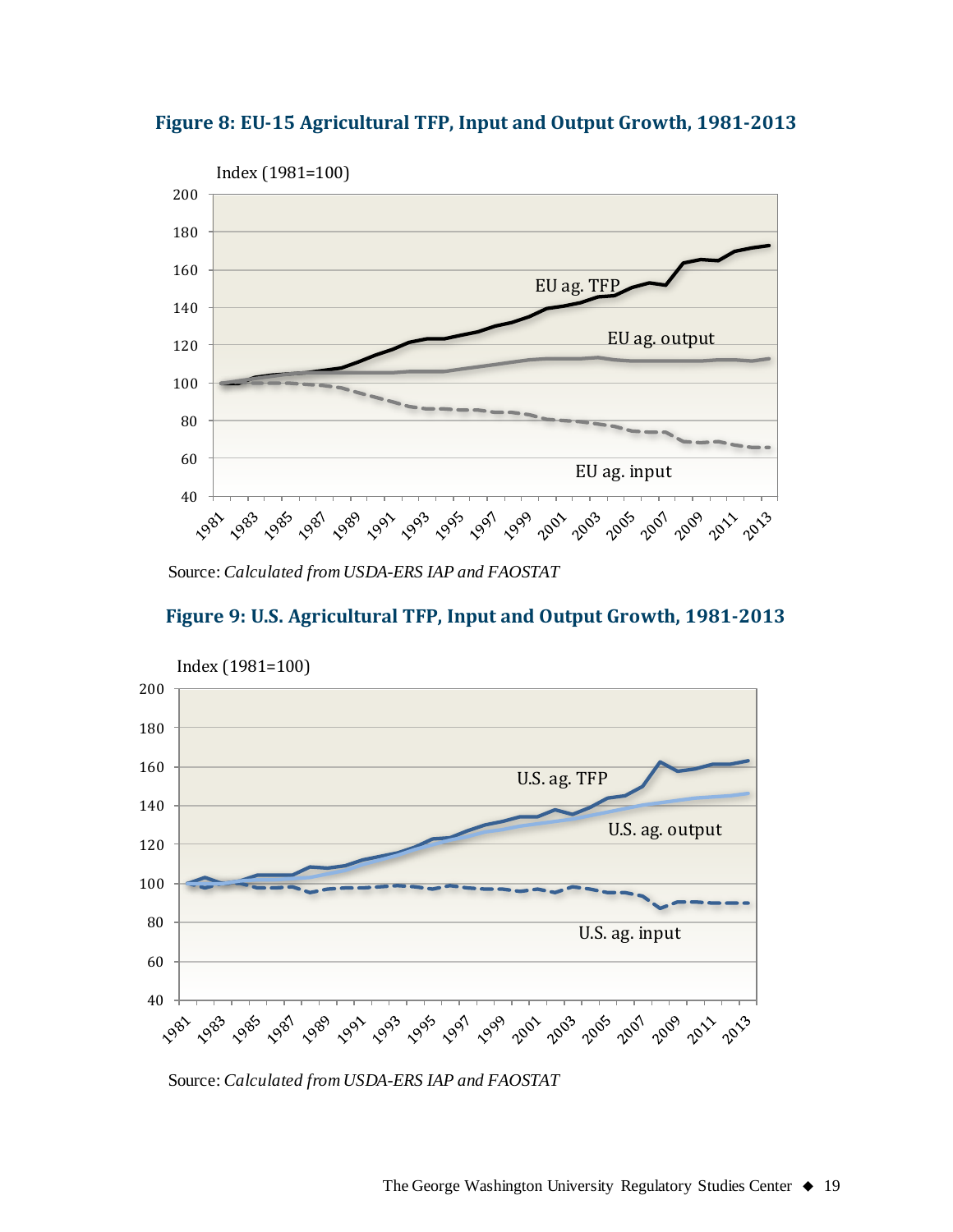**Figure 8: EU-15 Agricultural TFP, Input and Output Growth, 1981-2013**

Source: *Calculated from USDA-ERS IAP and FAOSTAT*

**Figure 9: U.S. Agricultural TFP, Input and Output Growth, 1981-2013**

Source: *Calculated from USDA-ERS IAP and FAOSTAT*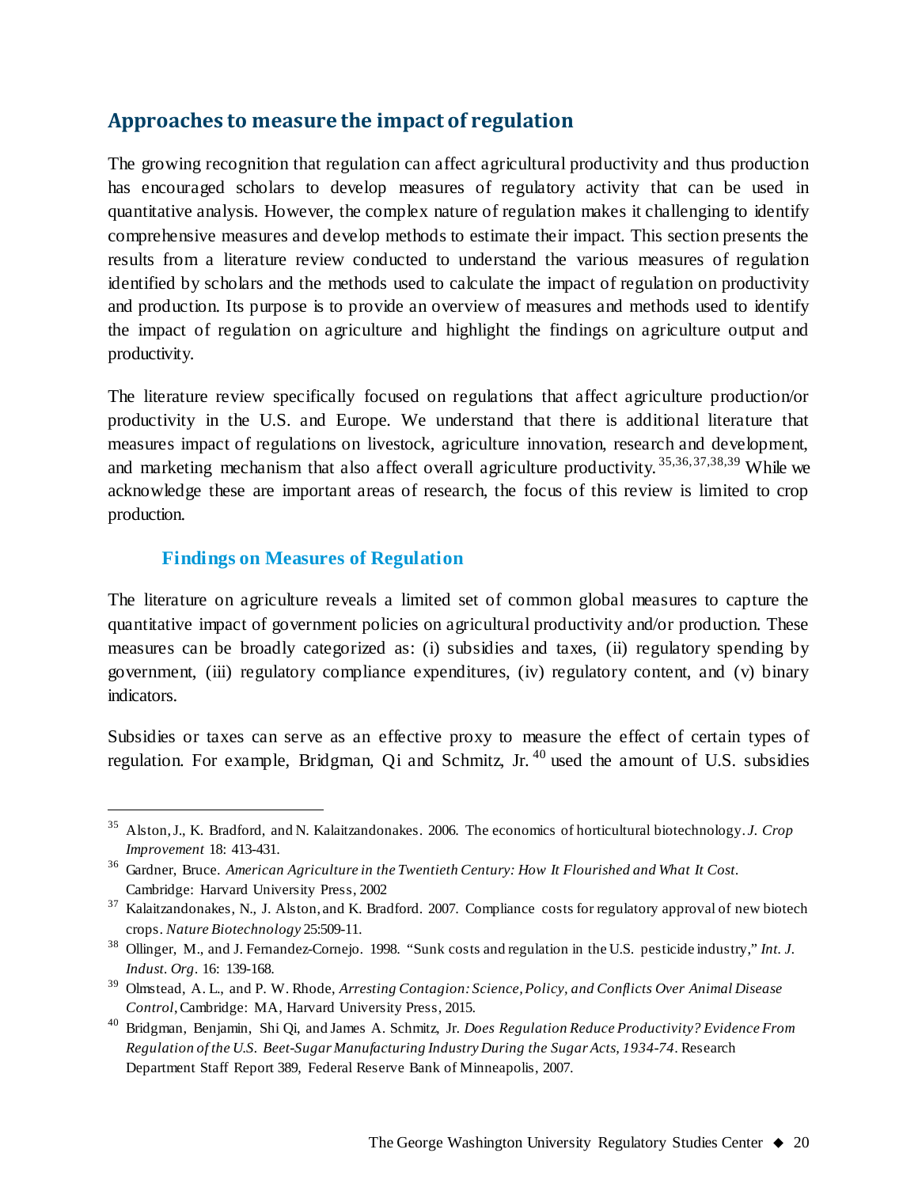## Approaches to measure the impact of regulation

The growing recognition that regulation can affect agricultural productivity and thus production has encouraged scholars to develop measures of regulatory activity that can be used in quantitative analysis. However, the complex nature of regulation makes it challenging to identify comprehensive measures and develop methods to estimate their impact. This section presents the results from a literature review conducted to understand the various measures of regulation identified by scholars and the methods used to calculate the impact of regulation on productivity and production. Its purpose is to provide an overview of measures and methods used to identify the impact of regulation on agriculture and highlight the findings on agriculture output and productivity.

The literature review specifically focused on regulations that affect agriculture production/or productivity in the U.S. and Europe. We understand that there is additional literature that measures impact of regulations on livestock, agriculture innovation, research and development, and marketing mechanism that also affect overall agriculture productivity.[35,36,37,38,39] While we acknowledge these are important areas of research, the focus of this review is limited to crop production.

### Findings on Measures of Regulation

The literature on agriculture reveals a limited set of common global measures to capture the quantitative impact of government policies on agricultural productivity and/or production. These measures can be broadly categorized as: (i) subsidies and taxes, (ii) regulatory spending by government, (iii) regulatory compliance expenditures, (iv) regulatory content, and (v) binary indicators.

Subsidies or taxes can serve as an effective proxy to measure the effect of certain types of regulation. For example, Bridgman, Qi and Schmitz, Jr.[40] used the amount of U.S. subsidies

---

[35] Alston, J., K. Bradford, and N. Kalaitzandonakes. 2006. The economics of horticultural biotechnology. *J. Crop Improvement* 18: 413-431.

[36] Gardner, Bruce. *American Agriculture in the Twentieth Century: How It Flourished and What It Cost.* Cambridge: Harvard University Press, 2002

[37] Kalaitzandonakes, N., J. Alston, and K. Bradford. 2007. Compliance costs for regulatory approval of new biotech crops. *Nature Biotechnology* 25:509-11.

[38] Ollinger, M., and J. Fernandez-Cornejo. 1998. "Sunk costs and regulation in the U.S. pesticide industry," *Int. J. Indust. Org.* 16: 139-168.

[39] Olmstead, A. L., and P. W. Rhode, *Arresting Contagion: Science, Policy, and Conflicts Over Animal Disease Control*, Cambridge: MA, Harvard University Press, 2015.

[40] Bridgman, Benjamin, Shi Qi, and James A. Schmitz, Jr. *Does Regulation Reduce Productivity? Evidence From Regulation of the U.S. Beet-Sugar Manufacturing Industry During the Sugar Acts, 1934-74*. Research Department Staff Report 389, Federal Reserve Bank of Minneapolis, 2007.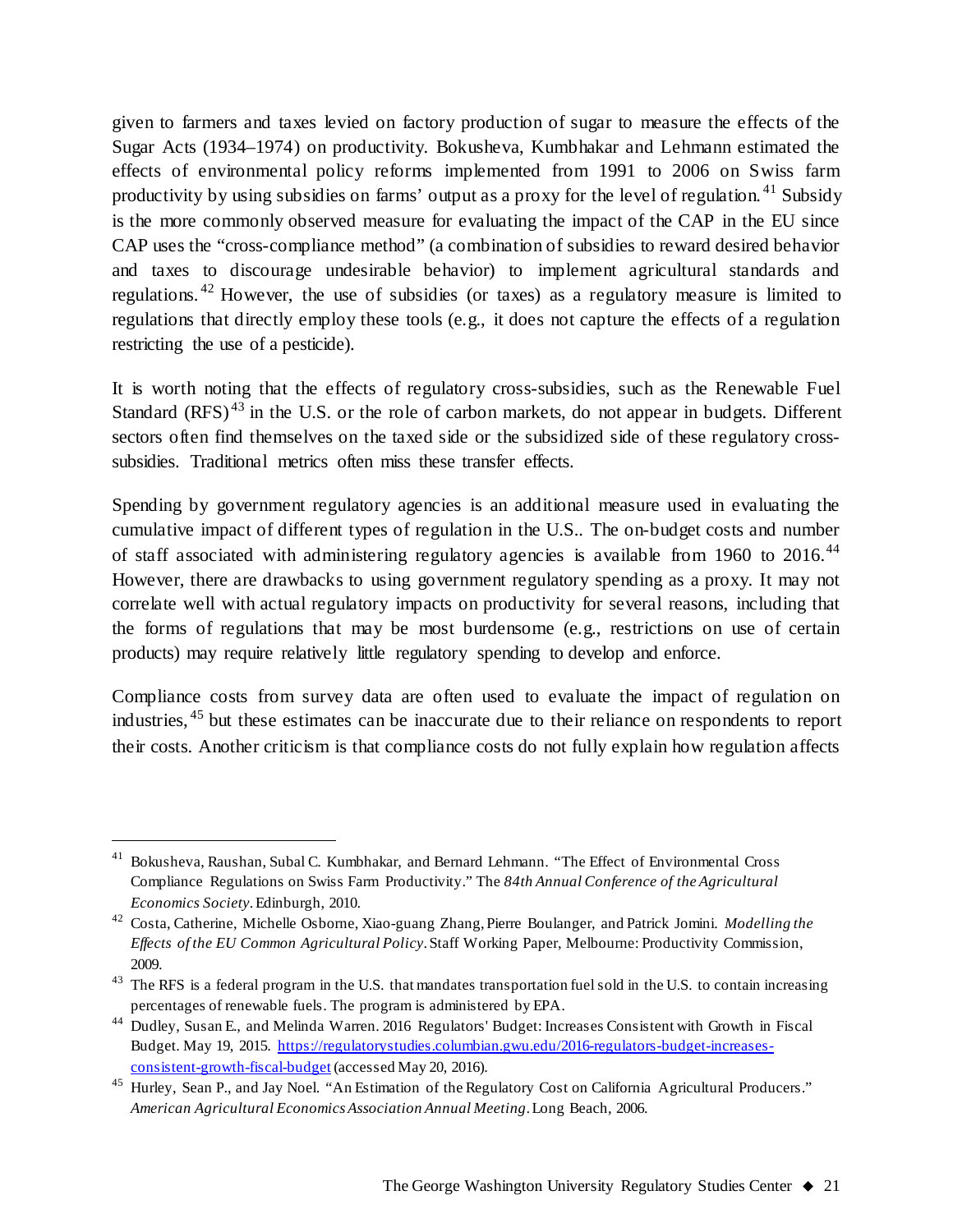given to farmers and taxes levied on factory production of sugar to measure the effects of the Sugar Acts (1934–1974) on productivity. Bokusheva, Kumbhakar and Lehmann estimated the effects of environmental policy reforms implemented from 1991 to 2006 on Swiss farm productivity by using subsidies on farms' output as a proxy for the level of regulation.[41] Subsidy is the more commonly observed measure for evaluating the impact of the CAP in the EU since CAP uses the "cross-compliance method" (a combination of subsidies to reward desired behavior and taxes to discourage undesirable behavior) to implement agricultural standards and regulations.[42] However, the use of subsidies (or taxes) as a regulatory measure is limited to regulations that directly employ these tools (e.g., it does not capture the effects of a regulation restricting the use of a pesticide).

It is worth noting that the effects of regulatory cross-subsidies, such as the Renewable Fuel Standard (RFS)[43] in the U.S. or the role of carbon markets, do not appear in budgets. Different sectors often find themselves on the taxed side or the subsidized side of these regulatory cross-subsidies. Traditional metrics often miss these transfer effects.

Spending by government regulatory agencies is an additional measure used in evaluating the cumulative impact of different types of regulation in the U.S.. The on-budget costs and number of staff associated with administering regulatory agencies is available from 1960 to 2016.[44] However, there are drawbacks to using government regulatory spending as a proxy. It may not correlate well with actual regulatory impacts on productivity for several reasons, including that the forms of regulations that may be most burdensome (e.g., restrictions on use of certain products) may require relatively little regulatory spending to develop and enforce.

Compliance costs from survey data are often used to evaluate the impact of regulation on industries,[45] but these estimates can be inaccurate due to their reliance on respondents to report their costs. Another criticism is that compliance costs do not fully explain how regulation affects

---

[41] Bokusheva, Raushan, Subal C. Kumbhakar, and Bernard Lehmann. "The Effect of Environmental Cross Compliance Regulations on Swiss Farm Productivity." The *84th Annual Conference of the Agricultural Economics Society*. Edinburgh, 2010.

[42] Costa, Catherine, Michelle Osborne, Xiao-guang Zhang, Pierre Boulanger, and Patrick Jomini. *Modelling the Effects of the EU Common Agricultural Policy*. Staff Working Paper, Melbourne: Productivity Commission, 2009.

[43] The RFS is a federal program in the U.S. that mandates transportation fuel sold in the U.S. to contain increasing percentages of renewable fuels. The program is administered by EPA.

[44] Dudley, Susan E., and Melinda Warren. 2016 Regulators' Budget: Increases Consistent with Growth in Fiscal Budget. May 19, 2015. https://regulatorystudies.columbian.gwu.edu/2016-regulators-budget-increases-consistent-growth-fiscal-budget (accessed May 20, 2016).

[45] Hurley, Sean P., and Jay Noel. "An Estimation of the Regulatory Cost on California Agricultural Producers." *American Agricultural Economics Association Annual Meeting*. Long Beach, 2006.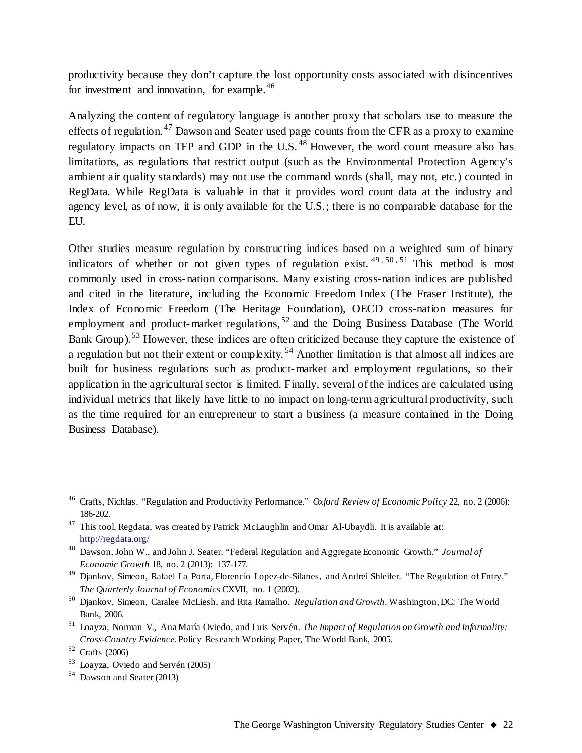productivity because they don't capture the lost opportunity costs associated with disincentives for investment and innovation, for example.[46]

Analyzing the content of regulatory language is another proxy that scholars use to measure the effects of regulation.[47] Dawson and Seater used page counts from the CFR as a proxy to examine regulatory impacts on TFP and GDP in the U.S.[48] However, the word count measure also has limitations, as regulations that restrict output (such as the Environmental Protection Agency's ambient air quality standards) may not use the command words (shall, may not, etc.) counted in RegData. While RegData is valuable in that it provides word count data at the industry and agency level, as of now, it is only available for the U.S.; there is no comparable database for the EU.

Other studies measure regulation by constructing indices based on a weighted sum of binary indicators of whether or not given types of regulation exist.[49, 50, 51] This method is most commonly used in cross-nation comparisons. Many existing cross-nation indices are published and cited in the literature, including the Economic Freedom Index (The Fraser Institute), the Index of Economic Freedom (The Heritage Foundation), OECD cross-nation measures for employment and product-market regulations,[52] and the Doing Business Database (The World Bank Group).[53] However, these indices are often criticized because they capture the existence of a regulation but not their extent or complexity.[54] Another limitation is that almost all indices are built for business regulations such as product-market and employment regulations, so their application in the agricultural sector is limited. Finally, several of the indices are calculated using individual metrics that likely have little to no impact on long-term agricultural productivity, such as the time required for an entrepreneur to start a business (a measure contained in the Doing Business Database).

---

[46] Crafts, Nichlas. "Regulation and Productivity Performance." *Oxford Review of Economic Policy* 22, no. 2 (2006): 186-202.

[47] This tool, Regdata, was created by Patrick McLaughlin and Omar Al-Ubaydli. It is available at: http://regdata.org/

[48] Dawson, John W., and John J. Seater. "Federal Regulation and Aggregate Economic Growth." *Journal of Economic Growth* 18, no. 2 (2013): 137-177.

[49] Djankov, Simeon, Rafael La Porta, Florencio Lopez-de-Silanes, and Andrei Shleifer. "The Regulation of Entry." *The Quarterly Journal of Economics* CXVII, no. 1 (2002).

[50] Djankov, Simeon, Caralee McLiesh, and Rita Ramalho. *Regulation and Growth*. Washington, DC: The World Bank, 2006.

[51] Loayza, Norman V., Ana María Oviedo, and Luis Servén. *The Impact of Regulation on Growth and Informality: Cross-Country Evidence.* Policy Research Working Paper, The World Bank, 2005.

[52] Crafts (2006)

[53] Loayza, Oviedo and Servén (2005)

[54] Dawson and Seater (2013)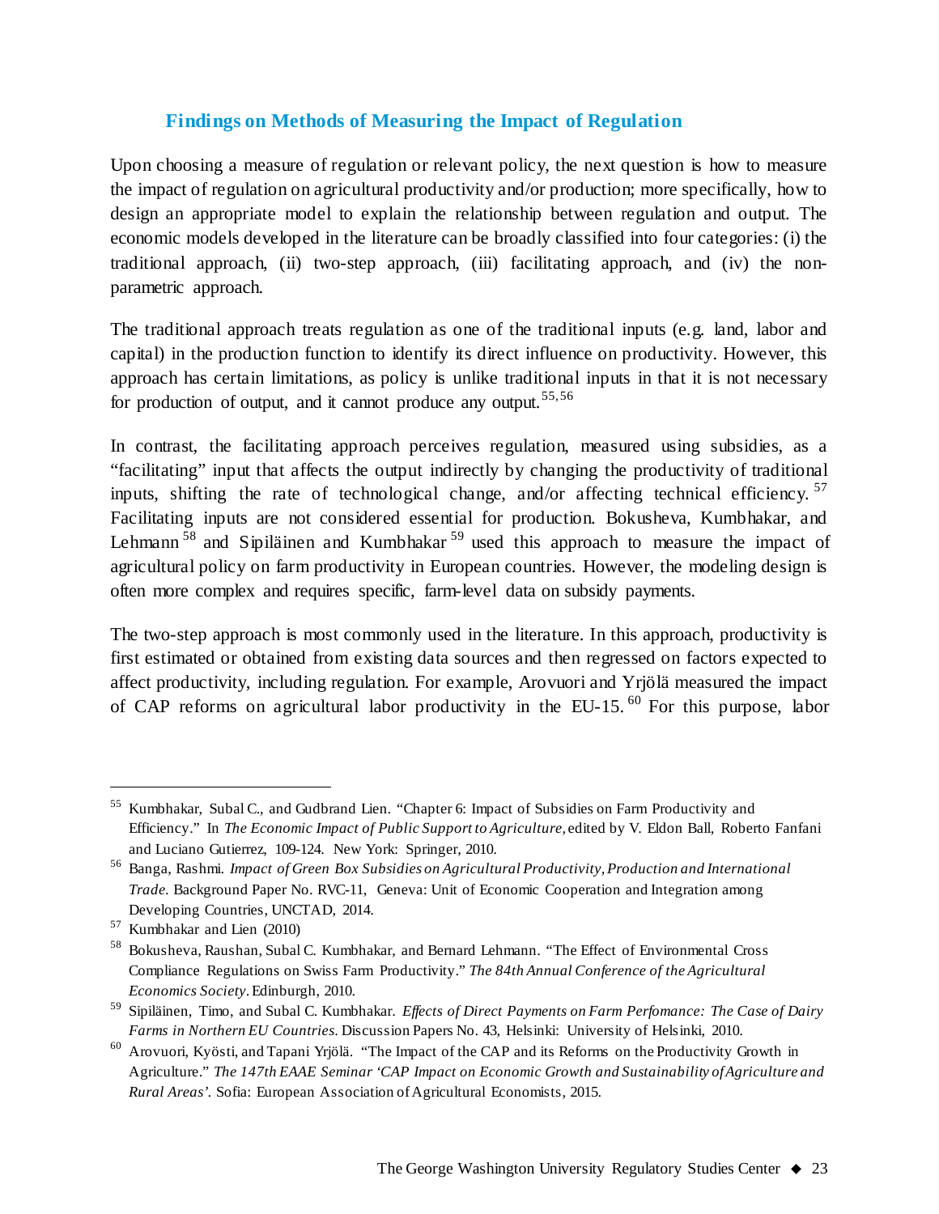### Findings on Methods of Measuring the Impact of Regulation

Upon choosing a measure of regulation or relevant policy, the next question is how to measure the impact of regulation on agricultural productivity and/or production; more specifically, how to design an appropriate model to explain the relationship between regulation and output. The economic models developed in the literature can be broadly classified into four categories: (i) the traditional approach, (ii) two-step approach, (iii) facilitating approach, and (iv) the non-parametric approach.

The traditional approach treats regulation as one of the traditional inputs (e.g. land, labor and capital) in the production function to identify its direct influence on productivity. However, this approach has certain limitations, as policy is unlike traditional inputs in that it is not necessary for production of output, and it cannot produce any output.[55,56]

In contrast, the facilitating approach perceives regulation, measured using subsidies, as a "facilitating" input that affects the output indirectly by changing the productivity of traditional inputs, shifting the rate of technological change, and/or affecting technical efficiency.[57] Facilitating inputs are not considered essential for production. Bokusheva, Kumbhakar, and Lehmann[58] and Sipiläinen and Kumbhakar[59] used this approach to measure the impact of agricultural policy on farm productivity in European countries. However, the modeling design is often more complex and requires specific, farm-level data on subsidy payments.

The two-step approach is most commonly used in the literature. In this approach, productivity is first estimated or obtained from existing data sources and then regressed on factors expected to affect productivity, including regulation. For example, Arovuori and Yrjölä measured the impact of CAP reforms on agricultural labor productivity in the EU-15.[60] For this purpose, labor

---

[55] Kumbhakar, Subal C., and Gudbrand Lien. "Chapter 6: Impact of Subsidies on Farm Productivity and Efficiency." In *The Economic Impact of Public Support to Agriculture*, edited by V. Eldon Ball, Roberto Fanfani and Luciano Gutierrez, 109-124. New York: Springer, 2010.

[56] Banga, Rashmi. *Impact of Green Box Subsidies on Agricultural Productivity, Production and International Trade*. Background Paper No. RVC-11, Geneva: Unit of Economic Cooperation and Integration among Developing Countries, UNCTAD, 2014.

[57] Kumbhakar and Lien (2010)

[58] Bokusheva, Raushan, Subal C. Kumbhakar, and Bernard Lehmann. "The Effect of Environmental Cross Compliance Regulations on Swiss Farm Productivity." *The 84th Annual Conference of the Agricultural Economics Society*. Edinburgh, 2010.

[59] Sipiläinen, Timo, and Subal C. Kumbhakar. *Effects of Direct Payments on Farm Perfomance: The Case of Dairy Farms in Northern EU Countries*. Discussion Papers No. 43, Helsinki: University of Helsinki, 2010.

[60] Arovuori, Kyösti, and Tapani Yrjölä. "The Impact of the CAP and its Reforms on the Productivity Growth in Agriculture." *The 147th EAAE Seminar 'CAP Impact on Economic Growth and Sustainability of Agriculture and Rural Areas'*. Sofia: European Association of Agricultural Economists, 2015.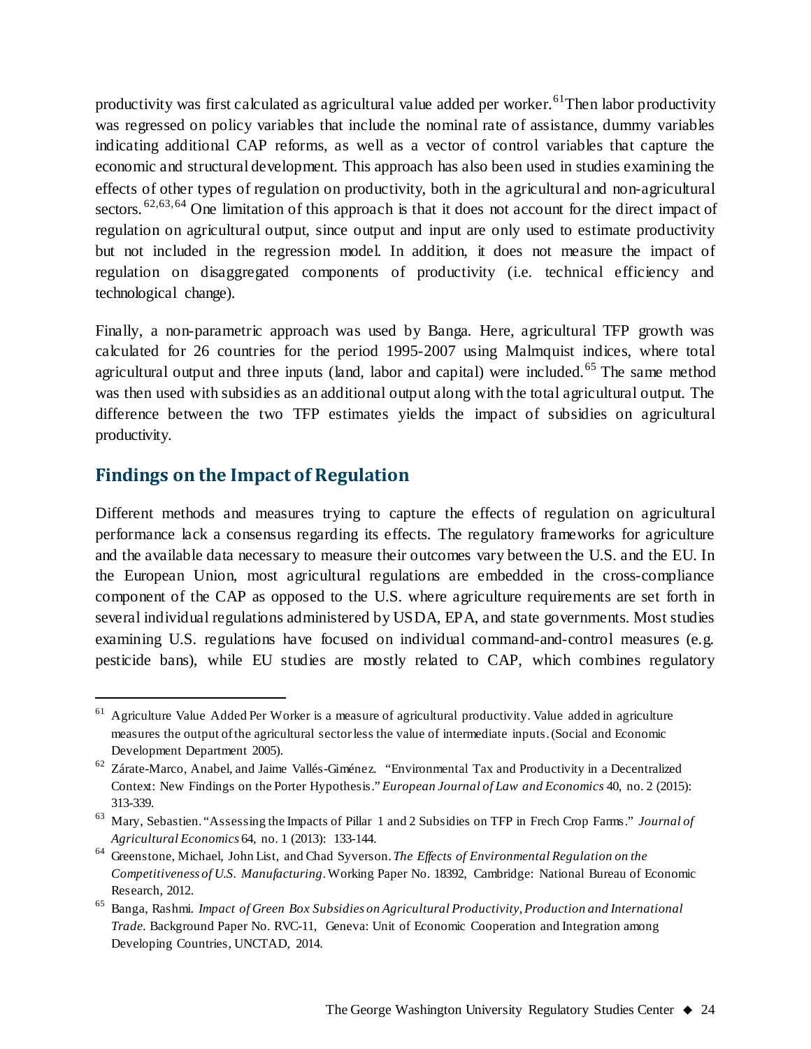productivity was first calculated as agricultural value added per worker.[61] Then labor productivity was regressed on policy variables that include the nominal rate of assistance, dummy variables indicating additional CAP reforms, as well as a vector of control variables that capture the economic and structural development. This approach has also been used in studies examining the effects of other types of regulation on productivity, both in the agricultural and non-agricultural sectors.[62,63,64] One limitation of this approach is that it does not account for the direct impact of regulation on agricultural output, since output and input are only used to estimate productivity but not included in the regression model. In addition, it does not measure the impact of regulation on disaggregated components of productivity (i.e. technical efficiency and technological change).

Finally, a non-parametric approach was used by Banga. Here, agricultural TFP growth was calculated for 26 countries for the period 1995-2007 using Malmquist indices, where total agricultural output and three inputs (land, labor and capital) were included.[65] The same method was then used with subsidies as an additional output along with the total agricultural output. The difference between the two TFP estimates yields the impact of subsidies on agricultural productivity.

## Findings on the Impact of Regulation

Different methods and measures trying to capture the effects of regulation on agricultural performance lack a consensus regarding its effects. The regulatory frameworks for agriculture and the available data necessary to measure their outcomes vary between the U.S. and the EU. In the European Union, most agricultural regulations are embedded in the cross-compliance component of the CAP as opposed to the U.S. where agriculture requirements are set forth in several individual regulations administered by USDA, EPA, and state governments. Most studies examining U.S. regulations have focused on individual command-and-control measures (e.g. pesticide bans), while EU studies are mostly related to CAP, which combines regulatory

---

[61] Agriculture Value Added Per Worker is a measure of agricultural productivity. Value added in agriculture measures the output of the agricultural sector less the value of intermediate inputs. (Social and Economic Development Department 2005).

[62] Zárate-Marco, Anabel, and Jaime Vallés-Giménez. "Environmental Tax and Productivity in a Decentralized Context: New Findings on the Porter Hypothesis." *European Journal of Law and Economics* 40, no. 2 (2015): 313-339.

[63] Mary, Sebastien. "Assessing the Impacts of Pillar 1 and 2 Subsidies on TFP in Frech Crop Farms." *Journal of Agricultural Economics* 64, no. 1 (2013): 133-144.

[64] Greenstone, Michael, John List, and Chad Syverson. *The Effects of Environmental Regulation on the Competitiveness of U.S. Manufacturing*. Working Paper No. 18392, Cambridge: National Bureau of Economic Research, 2012.

[65] Banga, Rashmi. *Impact of Green Box Subsidies on Agricultural Productivity, Production and International Trade*. Background Paper No. RVC-11, Geneva: Unit of Economic Cooperation and Integration among Developing Countries, UNCTAD, 2014.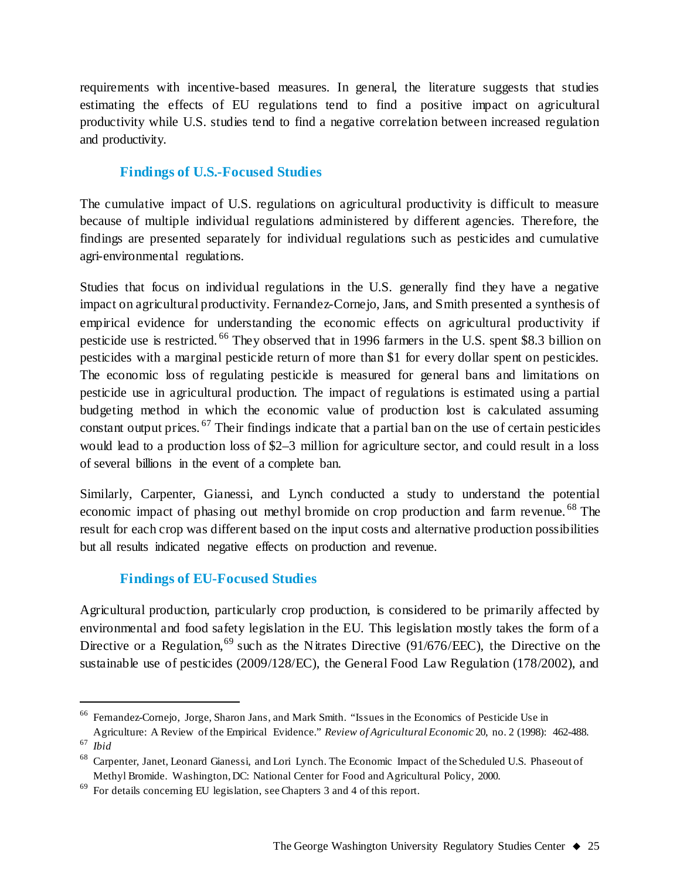requirements with incentive-based measures. In general, the literature suggests that studies estimating the effects of EU regulations tend to find a positive impact on agricultural productivity while U.S. studies tend to find a negative correlation between increased regulation and productivity.

### Findings of U.S.-Focused Studies

The cumulative impact of U.S. regulations on agricultural productivity is difficult to measure because of multiple individual regulations administered by different agencies. Therefore, the findings are presented separately for individual regulations such as pesticides and cumulative agri-environmental regulations.

Studies that focus on individual regulations in the U.S. generally find they have a negative impact on agricultural productivity. Fernandez-Cornejo, Jans, and Smith presented a synthesis of empirical evidence for understanding the economic effects on agricultural productivity if pesticide use is restricted.[66] They observed that in 1996 farmers in the U.S. spent $8.3 billion on pesticides with a marginal pesticide return of more than $1 for every dollar spent on pesticides. The economic loss of regulating pesticide is measured for general bans and limitations on pesticide use in agricultural production. The impact of regulations is estimated using a partial budgeting method in which the economic value of production lost is calculated assuming constant output prices.[67] Their findings indicate that a partial ban on the use of certain pesticides would lead to a production loss of $2–3 million for agriculture sector, and could result in a loss of several billions in the event of a complete ban.

Similarly, Carpenter, Gianessi, and Lynch conducted a study to understand the potential economic impact of phasing out methyl bromide on crop production and farm revenue.[68] The result for each crop was different based on the input costs and alternative production possibilities but all results indicated negative effects on production and revenue.

### Findings of EU-Focused Studies

Agricultural production, particularly crop production, is considered to be primarily affected by environmental and food safety legislation in the EU. This legislation mostly takes the form of a Directive or a Regulation,[69] such as the Nitrates Directive (91/676/EEC), the Directive on the sustainable use of pesticides (2009/128/EC), the General Food Law Regulation (178/2002), and

---

[66] Fernandez-Cornejo, Jorge, Sharon Jans, and Mark Smith. "Issues in the Economics of Pesticide Use in Agriculture: A Review of the Empirical Evidence." *Review of Agricultural Economic* 20, no. 2 (1998): 462-488.

[67] *Ibid*

[68] Carpenter, Janet, Leonard Gianessi, and Lori Lynch. The Economic Impact of the Scheduled U.S. Phaseout of Methyl Bromide. Washington, DC: National Center for Food and Agricultural Policy, 2000.

[69] For details concerning EU legislation, see Chapters 3 and 4 of this report.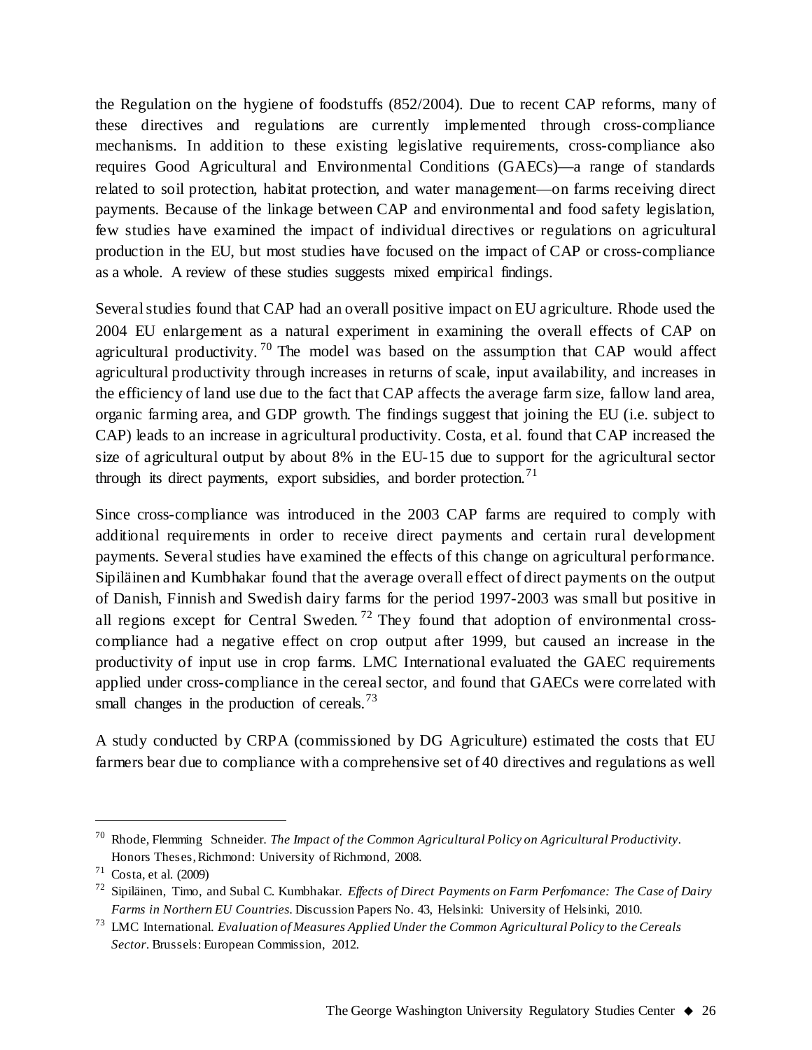the Regulation on the hygiene of foodstuffs (852/2004). Due to recent CAP reforms, many of these directives and regulations are currently implemented through cross-compliance mechanisms. In addition to these existing legislative requirements, cross-compliance also requires Good Agricultural and Environmental Conditions (GAECs)—a range of standards related to soil protection, habitat protection, and water management—on farms receiving direct payments. Because of the linkage between CAP and environmental and food safety legislation, few studies have examined the impact of individual directives or regulations on agricultural production in the EU, but most studies have focused on the impact of CAP or cross-compliance as a whole. A review of these studies suggests mixed empirical findings.

Several studies found that CAP had an overall positive impact on EU agriculture. Rhode used the 2004 EU enlargement as a natural experiment in examining the overall effects of CAP on agricultural productivity.[70] The model was based on the assumption that CAP would affect agricultural productivity through increases in returns of scale, input availability, and increases in the efficiency of land use due to the fact that CAP affects the average farm size, fallow land area, organic farming area, and GDP growth. The findings suggest that joining the EU (i.e. subject to CAP) leads to an increase in agricultural productivity. Costa, et al. found that CAP increased the size of agricultural output by about 8% in the EU-15 due to support for the agricultural sector through its direct payments, export subsidies, and border protection.[71]

Since cross-compliance was introduced in the 2003 CAP farms are required to comply with additional requirements in order to receive direct payments and certain rural development payments. Several studies have examined the effects of this change on agricultural performance. Sipiläinen and Kumbhakar found that the average overall effect of direct payments on the output of Danish, Finnish and Swedish dairy farms for the period 1997-2003 was small but positive in all regions except for Central Sweden.[72] They found that adoption of environmental cross-compliance had a negative effect on crop output after 1999, but caused an increase in the productivity of input use in crop farms. LMC International evaluated the GAEC requirements applied under cross-compliance in the cereal sector, and found that GAECs were correlated with small changes in the production of cereals.[73]

A study conducted by CRPA (commissioned by DG Agriculture) estimated the costs that EU farmers bear due to compliance with a comprehensive set of 40 directives and regulations as well

---

[70] Rhode, Flemming Schneider. *The Impact of the Common Agricultural Policy on Agricultural Productivity*. Honors Theses, Richmond: University of Richmond, 2008.

[71] Costa, et al. (2009)

[72] Sipiläinen, Timo, and Subal C. Kumbhakar. *Effects of Direct Payments on Farm Perfomance: The Case of Dairy Farms in Northern EU Countries*. Discussion Papers No. 43, Helsinki: University of Helsinki, 2010.

[73] LMC International. *Evaluation of Measures Applied Under the Common Agricultural Policy to the Cereals Sector*. Brussels: European Commission, 2012.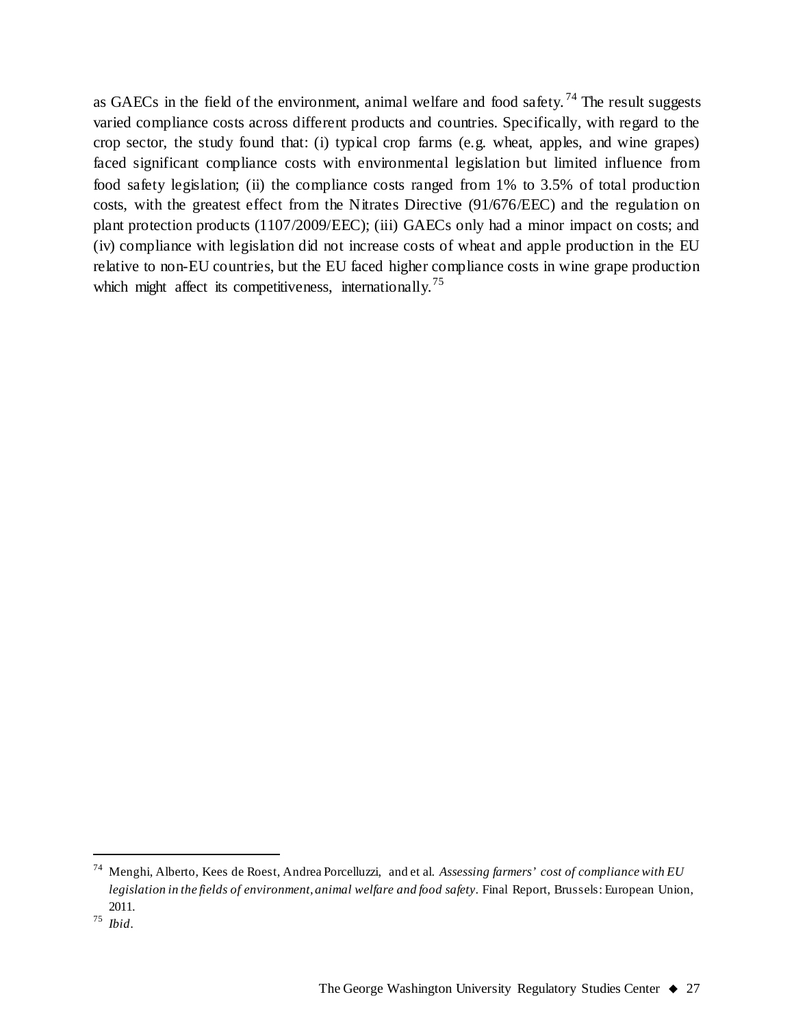as GAECs in the field of the environment, animal welfare and food safety.[74] The result suggests varied compliance costs across different products and countries. Specifically, with regard to the crop sector, the study found that: (i) typical crop farms (e.g. wheat, apples, and wine grapes) faced significant compliance costs with environmental legislation but limited influence from food safety legislation; (ii) the compliance costs ranged from 1% to 3.5% of total production costs, with the greatest effect from the Nitrates Directive (91/676/EEC) and the regulation on plant protection products (1107/2009/EEC); (iii) GAECs only had a minor impact on costs; and (iv) compliance with legislation did not increase costs of wheat and apple production in the EU relative to non-EU countries, but the EU faced higher compliance costs in wine grape production which might affect its competitiveness, internationally.[75]

---

[74] Menghi, Alberto, Kees de Roest, Andrea Porcelluzzi, and et al. *Assessing farmers' cost of compliance with EU legislation in the fields of environment, animal welfare and food safety*. Final Report, Brussels: European Union, 2011.

[75] *Ibid*.